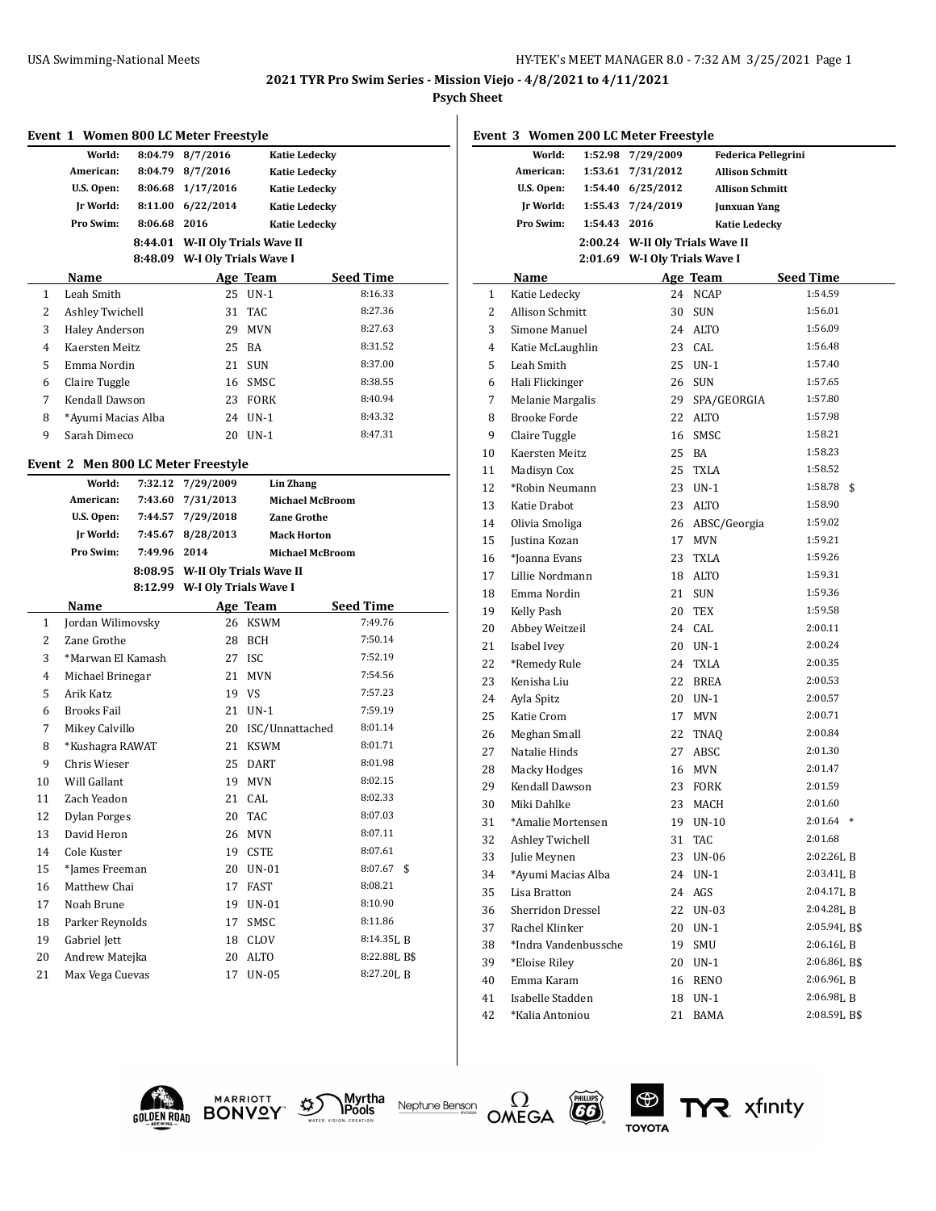# 2021 TYR Pro Swim Series - Mission Viejo - 4/8/2021 to 4/11/2021

## Psych Sheet

### Event 1 Women 800 LC Meter Freestyle

| | | | |
|---|---|---|---|
| World: | 8:04.79 | 8/7/2016 | Katie Ledecky |
| American: | 8:04.79 | 8/7/2016 | Katie Ledecky |
| U.S. Open: | 8:06.68 | 1/17/2016 | Katie Ledecky |
| Jr World: | 8:11.00 | 6/22/2014 | Katie Ledecky |
| Pro Swim: | 8:06.68 | 2016 | Katie Ledecky |
| | 8:44.01 | W-II Oly Trials Wave II | |
| | 8:48.09 | W-I Oly Trials Wave I | |

| | Name | Age | Team | Seed Time |
|---|---|---|---|---|
| 1 | Leah Smith | 25 | UN-1 | 8:16.33 |
| 2 | Ashley Twichell | 31 | TAC | 8:27.36 |
| 3 | Haley Anderson | 29 | MVN | 8:27.63 |
| 4 | Kaersten Meitz | 25 | BA | 8:31.52 |
| 5 | Emma Nordin | 21 | SUN | 8:37.00 |
| 6 | Claire Tuggle | 16 | SMSC | 8:38.55 |
| 7 | Kendall Dawson | 23 | FORK | 8:40.94 |
| 8 | *Ayumi Macias Alba | 24 | UN-1 | 8:43.32 |
| 9 | Sarah Dimeco | 20 | UN-1 | 8:47.31 |

### Event 2 Men 800 LC Meter Freestyle

| | | | |
|---|---|---|---|
| World: | 7:32.12 | 7/29/2009 | Lin Zhang |
| American: | 7:43.60 | 7/31/2013 | Michael McBroom |
| U.S. Open: | 7:44.57 | 7/29/2018 | Zane Grothe |
| Jr World: | 7:45.67 | 8/28/2013 | Mack Horton |
| Pro Swim: | 7:49.96 | 2014 | Michael McBroom |
| | 8:08.95 | W-II Oly Trials Wave II | |
| | 8:12.99 | W-I Oly Trials Wave I | |

| | Name | Age | Team | Seed Time |
|---|---|---|---|---|
| 1 | Jordan Wilimovsky | 26 | KSWM | 7:49.76 |
| 2 | Zane Grothe | 28 | BCH | 7:50.14 |
| 3 | *Marwan El Kamash | 27 | ISC | 7:52.19 |
| 4 | Michael Brinegar | 21 | MVN | 7:54.56 |
| 5 | Arik Katz | 19 | VS | 7:57.23 |
| 6 | Brooks Fail | 21 | UN-1 | 7:59.19 |
| 7 | Mikey Calvillo | 20 | ISC/Unnattached | 8:01.14 |
| 8 | *Kushagra RAWAT | 21 | KSWM | 8:01.71 |
| 9 | Chris Wieser | 25 | DART | 8:01.98 |
| 10 | Will Gallant | 19 | MVN | 8:02.15 |
| 11 | Zach Yeadon | 21 | CAL | 8:02.33 |
| 12 | Dylan Porges | 20 | TAC | 8:07.03 |
| 13 | David Heron | 26 | MVN | 8:07.11 |
| 14 | Cole Kuster | 19 | CSTE | 8:07.61 |
| 15 | *James Freeman | 20 | UN-01 | 8:07.67 $ |
| 16 | Matthew Chai | 17 | FAST | 8:08.21 |
| 17 | Noah Brune | 19 | UN-01 | 8:10.90 |
| 18 | Parker Reynolds | 17 | SMSC | 8:11.86 |
| 19 | Gabriel Jett | 18 | CLOV | 8:14.35L B |
| 20 | Andrew Matejka | 20 | ALTO | 8:22.88L B$ |
| 21 | Max Vega Cuevas | 17 | UN-05 | 8:27.20L B |

### Event 3 Women 200 LC Meter Freestyle

| | | | |
|---|---|---|---|
| World: | 1:52.98 | 7/29/2009 | Federica Pellegrini |
| American: | 1:53.61 | 7/31/2012 | Allison Schmitt |
| U.S. Open: | 1:54.40 | 6/25/2012 | Allison Schmitt |
| Jr World: | 1:55.43 | 7/24/2019 | Junxuan Yang |
| Pro Swim: | 1:54.43 | 2016 | Katie Ledecky |
| | 2:00.24 | W-II Oly Trials Wave II | |
| | 2:01.69 | W-I Oly Trials Wave I | |

| | Name | Age | Team | Seed Time |
|---|---|---|---|---|
| 1 | Katie Ledecky | 24 | NCAP | 1:54.59 |
| 2 | Allison Schmitt | 30 | SUN | 1:56.01 |
| 3 | Simone Manuel | 24 | ALTO | 1:56.09 |
| 4 | Katie McLaughlin | 23 | CAL | 1:56.48 |
| 5 | Leah Smith | 25 | UN-1 | 1:57.40 |
| 6 | Hali Flickinger | 26 | SUN | 1:57.65 |
| 7 | Melanie Margalis | 29 | SPA/GEORGIA | 1:57.80 |
| 8 | Brooke Forde | 22 | ALTO | 1:57.98 |
| 9 | Claire Tuggle | 16 | SMSC | 1:58.21 |
| 10 | Kaersten Meitz | 25 | BA | 1:58.23 |
| 11 | Madisyn Cox | 25 | TXLA | 1:58.52 |
| 12 | *Robin Neumann | 23 | UN-1 | 1:58.78 $ |
| 13 | Katie Drabot | 23 | ALTO | 1:58.90 |
| 14 | Olivia Smoliga | 26 | ABSC/Georgia | 1:59.02 |
| 15 | Justina Kozan | 17 | MVN | 1:59.21 |
| 16 | *Joanna Evans | 23 | TXLA | 1:59.26 |
| 17 | Lillie Nordmann | 18 | ALTO | 1:59.31 |
| 18 | Emma Nordin | 21 | SUN | 1:59.36 |
| 19 | Kelly Pash | 20 | TEX | 1:59.58 |
| 20 | Abbey Weitzeil | 24 | CAL | 2:00.11 |
| 21 | Isabel Ivey | 20 | UN-1 | 2:00.24 |
| 22 | *Remedy Rule | 24 | TXLA | 2:00.35 |
| 23 | Kenisha Liu | 22 | BREA | 2:00.53 |
| 24 | Ayla Spitz | 20 | UN-1 | 2:00.57 |
| 25 | Katie Crom | 17 | MVN | 2:00.71 |
| 26 | Meghan Small | 22 | TNAQ | 2:00.84 |
| 27 | Natalie Hinds | 27 | ABSC | 2:01.30 |
| 28 | Macky Hodges | 16 | MVN | 2:01.47 |
| 29 | Kendall Dawson | 23 | FORK | 2:01.59 |
| 30 | Miki Dahlke | 23 | MACH | 2:01.60 |
| 31 | *Amalie Mortensen | 19 | UN-10 | 2:01.64 * |
| 32 | Ashley Twichell | 31 | TAC | 2:01.68 |
| 33 | Julie Meynen | 23 | UN-06 | 2:02.26L B |
| 34 | *Ayumi Macias Alba | 24 | UN-1 | 2:03.41L B |
| 35 | Lisa Bratton | 24 | AGS | 2:04.17L B |
| 36 | Sherridon Dressel | 22 | UN-03 | 2:04.28L B |
| 37 | Rachel Klinker | 20 | UN-1 | 2:05.94L B$ |
| 38 | *Indra Vandenbussche | 19 | SMU | 2:06.16L B |
| 39 | *Eloise Riley | 20 | UN-1 | 2:06.86L B$ |
| 40 | Emma Karam | 16 | RENO | 2:06.96L B |
| 41 | Isabelle Stadden | 18 | UN-1 | 2:06.98L B |
| 42 | *Kalia Antoniou | 21 | BAMA | 2:08.59L B$ |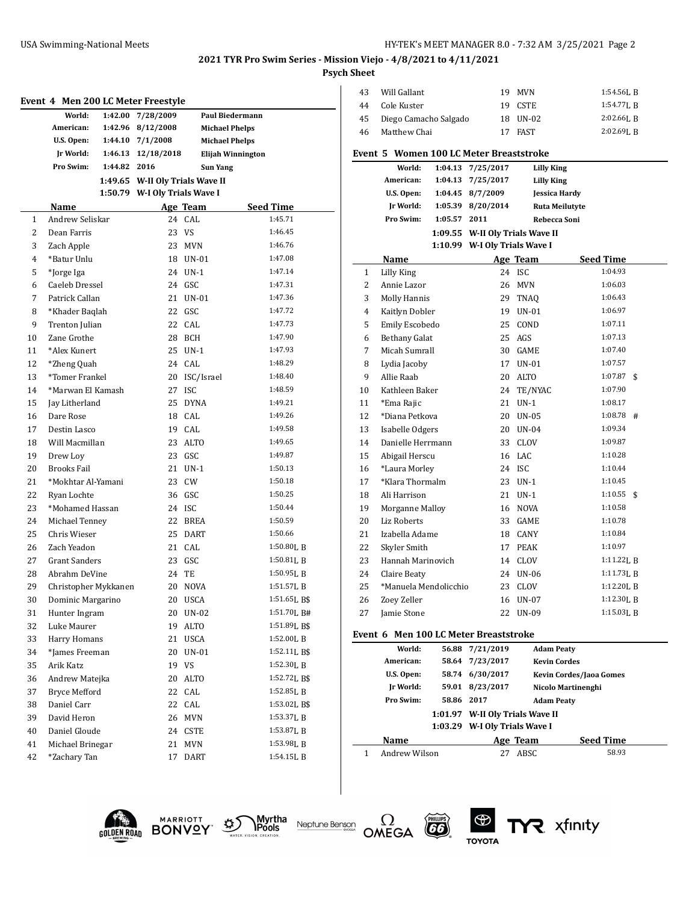**2021 TYR Pro Swim Series - Mission Viejo - 4/8/2021 to 4/11/2021**

**Psych Sheet**

### Event 4 Men 200 LC Meter Freestyle

| | | | |
|---|---|---|---|
| World: | 1:42.00 | 7/28/2009 | Paul Biedermann |
| American: | 1:42.96 | 8/12/2008 | Michael Phelps |
| U.S. Open: | 1:44.10 | 7/1/2008 | Michael Phelps |
| Jr World: | 1:46.13 | 12/18/2018 | Elijah Winnington |
| Pro Swim: | 1:44.82 | 2016 | Sun Yang |
| | 1:49.65 | W-II Oly Trials Wave II | |
| | 1:50.79 | W-I Oly Trials Wave I | |

| | Name | Age | Team | Seed Time |
|---|---|---|---|---|
| 1 | Andrew Seliskar | 24 | CAL | 1:45.71 |
| 2 | Dean Farris | 23 | VS | 1:46.45 |
| 3 | Zach Apple | 23 | MVN | 1:46.76 |
| 4 | *Batur Unlu | 18 | UN-01 | 1:47.08 |
| 5 | *Jorge Iga | 24 | UN-1 | 1:47.14 |
| 6 | Caeleb Dressel | 24 | GSC | 1:47.31 |
| 7 | Patrick Callan | 21 | UN-01 | 1:47.36 |
| 8 | *Khader Baqlah | 22 | GSC | 1:47.72 |
| 9 | Trenton Julian | 22 | CAL | 1:47.73 |
| 10 | Zane Grothe | 28 | BCH | 1:47.90 |
| 11 | *Alex Kunert | 25 | UN-1 | 1:47.93 |
| 12 | *Zheng Quah | 24 | CAL | 1:48.29 |
| 13 | *Tomer Frankel | 20 | ISC/Israel | 1:48.40 |
| 14 | *Marwan El Kamash | 27 | ISC | 1:48.59 |
| 15 | Jay Litherland | 25 | DYNA | 1:49.21 |
| 16 | Dare Rose | 18 | CAL | 1:49.26 |
| 17 | Destin Lasco | 19 | CAL | 1:49.58 |
| 18 | Will Macmillan | 23 | ALTO | 1:49.65 |
| 19 | Drew Loy | 23 | GSC | 1:49.87 |
| 20 | Brooks Fail | 21 | UN-1 | 1:50.13 |
| 21 | *Mokhtar Al-Yamani | 23 | CW | 1:50.18 |
| 22 | Ryan Lochte | 36 | GSC | 1:50.25 |
| 23 | *Mohamed Hassan | 24 | ISC | 1:50.44 |
| 24 | Michael Tenney | 22 | BREA | 1:50.59 |
| 25 | Chris Wieser | 25 | DART | 1:50.66 |
| 26 | Zach Yeadon | 21 | CAL | 1:50.80L B |
| 27 | Grant Sanders | 23 | GSC | 1:50.81L B |
| 28 | Abrahm DeVine | 24 | TE | 1:50.95L B |
| 29 | Christopher Mykkanen | 20 | NOVA | 1:51.57L B |
| 30 | Dominic Margarino | 20 | USCA | 1:51.65L B$ |
| 31 | Hunter Ingram | 20 | UN-02 | 1:51.70L B# |
| 32 | Luke Maurer | 19 | ALTO | 1:51.89L B$ |
| 33 | Harry Homans | 21 | USCA | 1:52.00L B |
| 34 | *James Freeman | 20 | UN-01 | 1:52.11L B$ |
| 35 | Arik Katz | 19 | VS | 1:52.30L B |
| 36 | Andrew Matejka | 20 | ALTO | 1:52.72L B$ |
| 37 | Bryce Mefford | 22 | CAL | 1:52.85L B |
| 38 | Daniel Carr | 22 | CAL | 1:53.02L B$ |
| 39 | David Heron | 26 | MVN | 1:53.37L B |
| 40 | Daniel Gloude | 24 | CSTE | 1:53.87L B |
| 41 | Michael Brinegar | 21 | MVN | 1:53.98L B |
| 42 | *Zachary Tan | 17 | DART | 1:54.15L B |
| 43 | Will Gallant | 19 | MVN | 1:54.56L B |
| 44 | Cole Kuster | 19 | CSTE | 1:54.77L B |
| 45 | Diego Camacho Salgado | 18 | UN-02 | 2:02.66L B |
| 46 | Matthew Chai | 17 | FAST | 2:02.69L B |

### Event 5 Women 100 LC Meter Breaststroke

| | | | |
|---|---|---|---|
| World: | 1:04.13 | 7/25/2017 | Lilly King |
| American: | 1:04.13 | 7/25/2017 | Lilly King |
| U.S. Open: | 1:04.45 | 8/7/2009 | Jessica Hardy |
| Jr World: | 1:05.39 | 8/20/2014 | Ruta Meilutyte |
| Pro Swim: | 1:05.57 | 2011 | Rebecca Soni |
| | 1:09.55 | W-II Oly Trials Wave II | |
| | 1:10.99 | W-I Oly Trials Wave I | |

| | Name | Age | Team | Seed Time |
|---|---|---|---|---|
| 1 | Lilly King | 24 | ISC | 1:04.93 |
| 2 | Annie Lazor | 26 | MVN | 1:06.03 |
| 3 | Molly Hannis | 29 | TNAQ | 1:06.43 |
| 4 | Kaitlyn Dobler | 19 | UN-01 | 1:06.97 |
| 5 | Emily Escobedo | 25 | COND | 1:07.11 |
| 6 | Bethany Galat | 25 | AGS | 1:07.13 |
| 7 | Micah Sumrall | 30 | GAME | 1:07.40 |
| 8 | Lydia Jacoby | 17 | UN-01 | 1:07.57 |
| 9 | Allie Raab | 20 | ALTO | 1:07.87 $ |
| 10 | Kathleen Baker | 24 | TE/NYAC | 1:07.90 |
| 11 | *Ema Rajic | 21 | UN-1 | 1:08.17 |
| 12 | *Diana Petkova | 20 | UN-05 | 1:08.78 # |
| 13 | Isabelle Odgers | 20 | UN-04 | 1:09.34 |
| 14 | Danielle Herrmann | 33 | CLOV | 1:09.87 |
| 15 | Abigail Herscu | 16 | LAC | 1:10.28 |
| 16 | *Laura Morley | 24 | ISC | 1:10.44 |
| 17 | *Klara Thormalm | 23 | UN-1 | 1:10.45 |
| 18 | Ali Harrison | 21 | UN-1 | 1:10.55 $ |
| 19 | Morganne Malloy | 16 | NOVA | 1:10.58 |
| 20 | Liz Roberts | 33 | GAME | 1:10.78 |
| 21 | Izabella Adame | 18 | CANY | 1:10.84 |
| 22 | Skyler Smith | 17 | PEAK | 1:10.97 |
| 23 | Hannah Marinovich | 14 | CLOV | 1:11.22L B |
| 24 | Claire Beaty | 24 | UN-06 | 1:11.73L B |
| 25 | *Manuela Mendolicchio | 23 | CLOV | 1:12.20L B |
| 26 | Zoey Zeller | 16 | UN-07 | 1:12.30L B |
| 27 | Jamie Stone | 22 | UN-09 | 1:15.03L B |

### Event 6 Men 100 LC Meter Breaststroke

| | | | |
|---|---|---|---|
| World: | 56.88 | 7/21/2019 | Adam Peaty |
| American: | 58.64 | 7/23/2017 | Kevin Cordes |
| U.S. Open: | 58.74 | 6/30/2017 | Kevin Cordes/Jaoa Gomes |
| Jr World: | 59.01 | 8/23/2017 | Nicolo Martinenghi |
| Pro Swim: | 58.86 | 2017 | Adam Peaty |
| | 1:01.97 | W-II Oly Trials Wave II | |
| | 1:03.29 | W-I Oly Trials Wave I | |

| | Name | Age | Team | Seed Time |
|---|---|---|---|---|
| 1 | Andrew Wilson | 27 | ABSC | 58.93 |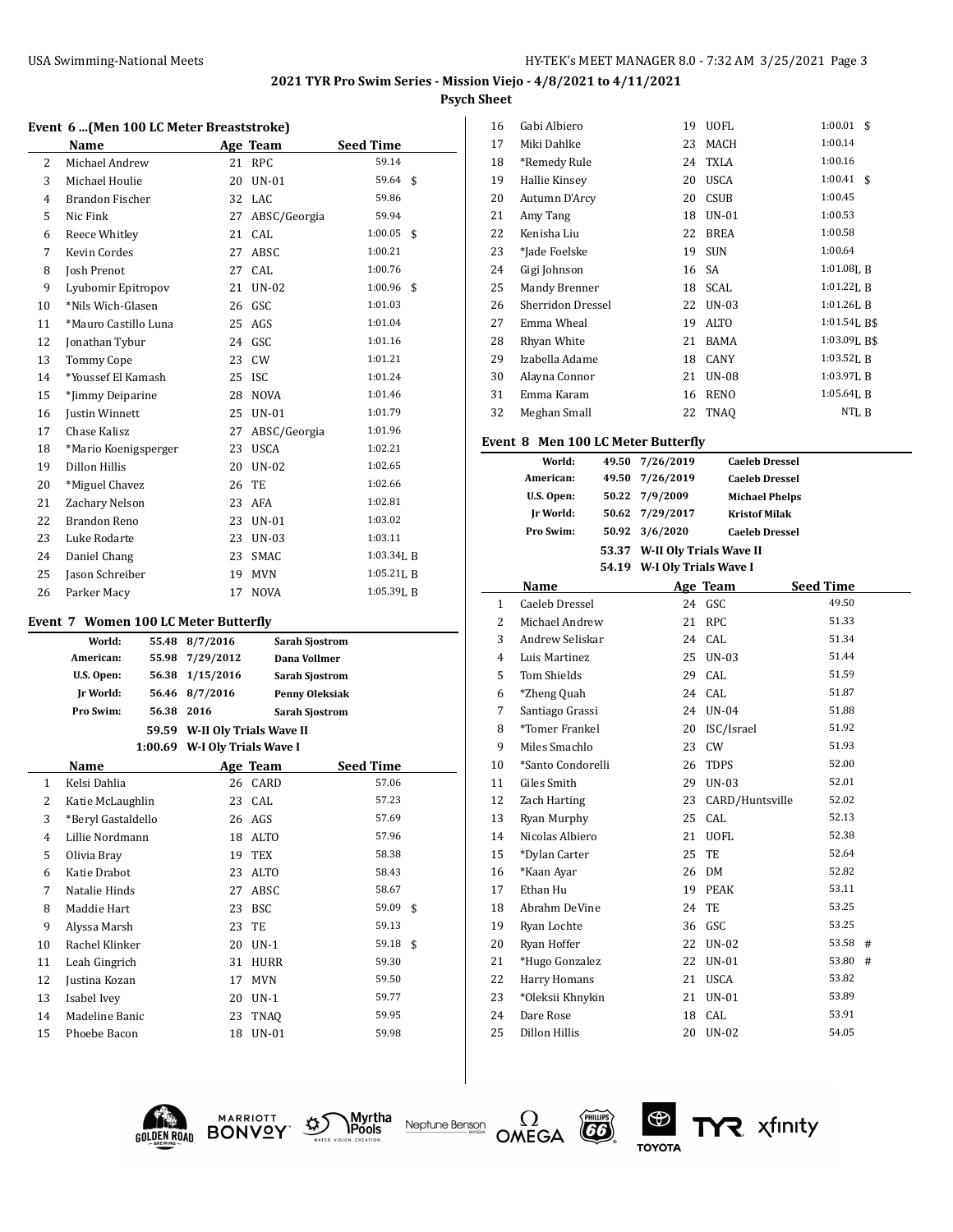**2021 TYR Pro Swim Series - Mission Viejo - 4/8/2021 to 4/11/2021**

**Psych Sheet**

### Event 6 ...(Men 100 LC Meter Breaststroke)

| | Name | Age | Team | Seed Time |
|---|---|---|---|---|
| 2 | Michael Andrew | 21 | RPC | 59.14 |
| 3 | Michael Houlie | 20 | UN-01 | 59.64 $ |
| 4 | Brandon Fischer | 32 | LAC | 59.86 |
| 5 | Nic Fink | 27 | ABSC/Georgia | 59.94 |
| 6 | Reece Whitley | 21 | CAL | 1:00.05 $ |
| 7 | Kevin Cordes | 27 | ABSC | 1:00.21 |
| 8 | Josh Prenot | 27 | CAL | 1:00.76 |
| 9 | Lyubomir Epitropov | 21 | UN-02 | 1:00.96 $ |
| 10 | *Nils Wich-Glasen | 26 | GSC | 1:01.03 |
| 11 | *Mauro Castillo Luna | 25 | AGS | 1:01.04 |
| 12 | Jonathan Tybur | 24 | GSC | 1:01.16 |
| 13 | Tommy Cope | 23 | CW | 1:01.21 |
| 14 | *Youssef El Kamash | 25 | ISC | 1:01.24 |
| 15 | *Jimmy Deiparine | 28 | NOVA | 1:01.46 |
| 16 | Justin Winnett | 25 | UN-01 | 1:01.79 |
| 17 | Chase Kalisz | 27 | ABSC/Georgia | 1:01.96 |
| 18 | *Mario Koenigsperger | 23 | USCA | 1:02.21 |
| 19 | Dillon Hillis | 20 | UN-02 | 1:02.65 |
| 20 | *Miguel Chavez | 26 | TE | 1:02.66 |
| 21 | Zachary Nelson | 23 | AFA | 1:02.81 |
| 22 | Brandon Reno | 23 | UN-01 | 1:03.02 |
| 23 | Luke Rodarte | 23 | UN-03 | 1:03.11 |
| 24 | Daniel Chang | 23 | SMAC | 1:03.34L B |
| 25 | Jason Schreiber | 19 | MVN | 1:05.21L B |
| 26 | Parker Macy | 17 | NOVA | 1:05.39L B |

### Event 7 Women 100 LC Meter Butterfly

| | | | |
|---|---|---|---|
| World: | 55.48 | 8/7/2016 | Sarah Sjostrom |
| American: | 55.98 | 7/29/2012 | Dana Vollmer |
| U.S. Open: | 56.38 | 1/15/2016 | Sarah Sjostrom |
| Jr World: | 56.46 | 8/7/2016 | Penny Oleksiak |
| Pro Swim: | 56.38 | 2016 | Sarah Sjostrom |
| | 59.59 | W-II Oly Trials Wave II | |
| | 1:00.69 | W-I Oly Trials Wave I | |

| | Name | Age | Team | Seed Time |
|---|---|---|---|---|
| 1 | Kelsi Dahlia | 26 | CARD | 57.06 |
| 2 | Katie McLaughlin | 23 | CAL | 57.23 |
| 3 | *Beryl Gastaldello | 26 | AGS | 57.69 |
| 4 | Lillie Nordmann | 18 | ALTO | 57.96 |
| 5 | Olivia Bray | 19 | TEX | 58.38 |
| 6 | Katie Drabot | 23 | ALTO | 58.43 |
| 7 | Natalie Hinds | 27 | ABSC | 58.67 |
| 8 | Maddie Hart | 23 | BSC | 59.09 $ |
| 9 | Alyssa Marsh | 23 | TE | 59.13 |
| 10 | Rachel Klinker | 20 | UN-1 | 59.18 $ |
| 11 | Leah Gingrich | 31 | HURR | 59.30 |
| 12 | Justina Kozan | 17 | MVN | 59.50 |
| 13 | Isabel Ivey | 20 | UN-1 | 59.77 |
| 14 | Madeline Banic | 23 | TNAQ | 59.95 |
| 15 | Phoebe Bacon | 18 | UN-01 | 59.98 |
| 16 | Gabi Albiero | 19 | UOFL | 1:00.01 $ |
| 17 | Miki Dahlke | 23 | MACH | 1:00.14 |
| 18 | *Remedy Rule | 24 | TXLA | 1:00.16 |
| 19 | Hallie Kinsey | 20 | USCA | 1:00.41 $ |
| 20 | Autumn D'Arcy | 20 | CSUB | 1:00.45 |
| 21 | Amy Tang | 18 | UN-01 | 1:00.53 |
| 22 | Kenisha Liu | 22 | BREA | 1:00.58 |
| 23 | *Jade Foelske | 19 | SUN | 1:00.64 |
| 24 | Gigi Johnson | 16 | SA | 1:01.08L B |
| 25 | Mandy Brenner | 18 | SCAL | 1:01.22L B |
| 26 | Sherridon Dressel | 22 | UN-03 | 1:01.26L B |
| 27 | Emma Wheal | 19 | ALTO | 1:01.54L B$ |
| 28 | Rhyan White | 21 | BAMA | 1:03.09L B$ |
| 29 | Izabella Adame | 18 | CANY | 1:03.52L B |
| 30 | Alayna Connor | 21 | UN-08 | 1:03.97L B |
| 31 | Emma Karam | 16 | RENO | 1:05.64L B |
| 32 | Meghan Small | 22 | TNAQ | NTL B |

### Event 8 Men 100 LC Meter Butterfly

| | | | |
|---|---|---|---|
| World: | 49.50 | 7/26/2019 | Caeleb Dressel |
| American: | 49.50 | 7/26/2019 | Caeleb Dressel |
| U.S. Open: | 50.22 | 7/9/2009 | Michael Phelps |
| Jr World: | 50.62 | 7/29/2017 | Kristof Milak |
| Pro Swim: | 50.92 | 3/6/2020 | Caeleb Dressel |
| | 53.37 | W-II Oly Trials Wave II | |
| | 54.19 | W-I Oly Trials Wave I | |

| | Name | Age | Team | Seed Time |
|---|---|---|---|---|
| 1 | Caeleb Dressel | 24 | GSC | 49.50 |
| 2 | Michael Andrew | 21 | RPC | 51.33 |
| 3 | Andrew Seliskar | 24 | CAL | 51.34 |
| 4 | Luis Martinez | 25 | UN-03 | 51.44 |
| 5 | Tom Shields | 29 | CAL | 51.59 |
| 6 | *Zheng Quah | 24 | CAL | 51.87 |
| 7 | Santiago Grassi | 24 | UN-04 | 51.88 |
| 8 | *Tomer Frankel | 20 | ISC/Israel | 51.92 |
| 9 | Miles Smachlo | 23 | CW | 51.93 |
| 10 | *Santo Condorelli | 26 | TDPS | 52.00 |
| 11 | Giles Smith | 29 | UN-03 | 52.01 |
| 12 | Zach Harting | 23 | CARD/Huntsville | 52.02 |
| 13 | Ryan Murphy | 25 | CAL | 52.13 |
| 14 | Nicolas Albiero | 21 | UOFL | 52.38 |
| 15 | *Dylan Carter | 25 | TE | 52.64 |
| 16 | *Kaan Ayar | 26 | DM | 52.82 |
| 17 | Ethan Hu | 19 | PEAK | 53.11 |
| 18 | Abrahm DeVine | 24 | TE | 53.25 |
| 19 | Ryan Lochte | 36 | GSC | 53.25 |
| 20 | Ryan Hoffer | 22 | UN-02 | 53.58 # |
| 21 | *Hugo Gonzalez | 22 | UN-01 | 53.80 # |
| 22 | Harry Homans | 21 | USCA | 53.82 |
| 23 | *Oleksii Khnykin | 21 | UN-01 | 53.89 |
| 24 | Dare Rose | 18 | CAL | 53.91 |
| 25 | Dillon Hillis | 20 | UN-02 | 54.05 |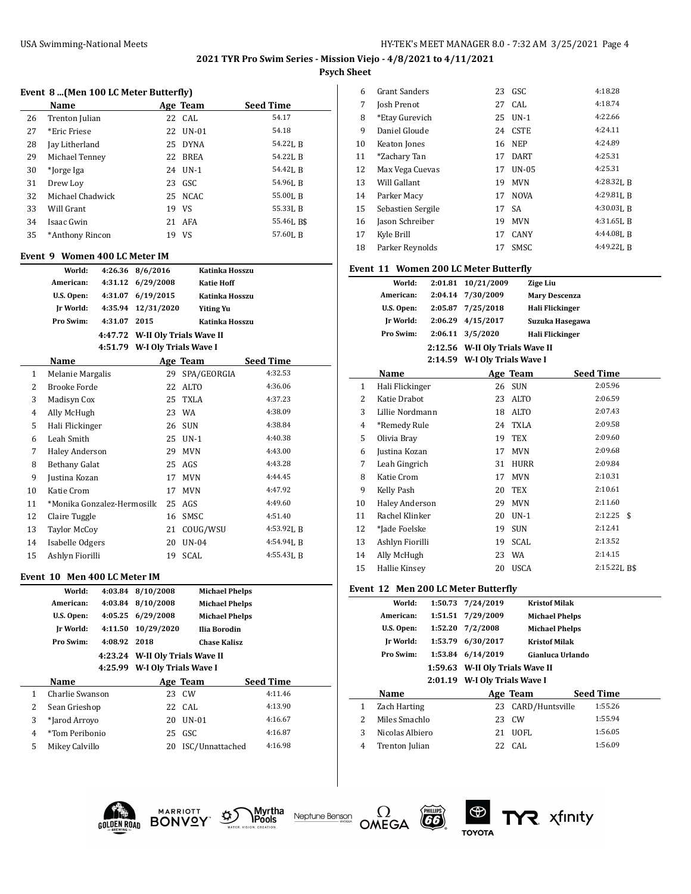**2021 TYR Pro Swim Series - Mission Viejo - 4/8/2021 to 4/11/2021**

**Psych Sheet**

### Event 8 ...(Men 100 LC Meter Butterfly)

| | Name | Age | Team | Seed Time |
|---|---|---|---|---|
| 26 | Trenton Julian | 22 | CAL | 54.17 |
| 27 | *Eric Friese | 22 | UN-01 | 54.18 |
| 28 | Jay Litherland | 25 | DYNA | 54.22L B |
| 29 | Michael Tenney | 22 | BREA | 54.22L B |
| 30 | *Jorge Iga | 24 | UN-1 | 54.42L B |
| 31 | Drew Loy | 23 | GSC | 54.96L B |
| 32 | Michael Chadwick | 25 | NCAC | 55.00L B |
| 33 | Will Grant | 19 | VS | 55.33L B |
| 34 | Isaac Gwin | 21 | AFA | 55.46L B$ |
| 35 | *Anthony Rincon | 19 | VS | 57.60L B |

### Event 9 Women 400 LC Meter IM

| | | | |
|---|---|---|---|
| **World:** | **4:26.36** | **8/6/2016** | **Katinka Hosszu** |
| **American:** | **4:31.12** | **6/29/2008** | **Katie Hoff** |
| **U.S. Open:** | **4:31.07** | **6/19/2015** | **Katinka Hosszu** |
| **Jr World:** | **4:35.94** | **12/31/2020** | **Yiting Yu** |
| **Pro Swim:** | **4:31.07** | **2015** | **Katinka Hosszu** |
| | **4:47.72** | **W-II Oly Trials Wave II** | |
| | **4:51.79** | **W-I Oly Trials Wave I** | |

| | Name | Age | Team | Seed Time |
|---|---|---|---|---|
| 1 | Melanie Margalis | 29 | SPA/GEORGIA | 4:32.53 |
| 2 | Brooke Forde | 22 | ALTO | 4:36.06 |
| 3 | Madisyn Cox | 25 | TXLA | 4:37.23 |
| 4 | Ally McHugh | 23 | WA | 4:38.09 |
| 5 | Hali Flickinger | 26 | SUN | 4:38.84 |
| 6 | Leah Smith | 25 | UN-1 | 4:40.38 |
| 7 | Haley Anderson | 29 | MVN | 4:43.00 |
| 8 | Bethany Galat | 25 | AGS | 4:43.28 |
| 9 | Justina Kozan | 17 | MVN | 4:44.45 |
| 10 | Katie Crom | 17 | MVN | 4:47.92 |
| 11 | *Monika Gonzalez-Hermosillo | 25 | AGS | 4:49.60 |
| 12 | Claire Tuggle | 16 | SMSC | 4:51.40 |
| 13 | Taylor McCoy | 21 | COUG/WSU | 4:53.92L B |
| 14 | Isabelle Odgers | 20 | UN-04 | 4:54.94L B |
| 15 | Ashlyn Fiorilli | 19 | SCAL | 4:55.43L B |

### Event 10 Men 400 LC Meter IM

| | | | |
|---|---|---|---|
| **World:** | **4:03.84** | **8/10/2008** | **Michael Phelps** |
| **American:** | **4:03.84** | **8/10/2008** | **Michael Phelps** |
| **U.S. Open:** | **4:05.25** | **6/29/2008** | **Michael Phelps** |
| **Jr World:** | **4:11.50** | **10/29/2020** | **Ilia Borodin** |
| **Pro Swim:** | **4:08.92** | **2018** | **Chase Kalisz** |
| | **4:23.24** | **W-II Oly Trials Wave II** | |
| | **4:25.99** | **W-I Oly Trials Wave I** | |

| | Name | Age | Team | Seed Time |
|---|---|---|---|---|
| 1 | Charlie Swanson | 23 | CW | 4:11.46 |
| 2 | Sean Grieshop | 22 | CAL | 4:13.90 |
| 3 | *Jarod Arroyo | 20 | UN-01 | 4:16.67 |
| 4 | *Tom Peribonio | 25 | GSC | 4:16.87 |
| 5 | Mikey Calvillo | 20 | ISC/Unattached | 4:16.98 |
| 6 | Grant Sanders | 23 | GSC | 4:18.28 |
| 7 | Josh Prenot | 27 | CAL | 4:18.74 |
| 8 | *Etay Gurevich | 25 | UN-1 | 4:22.66 |
| 9 | Daniel Gloude | 24 | CSTE | 4:24.11 |
| 10 | Keaton Jones | 16 | NEP | 4:24.89 |
| 11 | *Zachary Tan | 17 | DART | 4:25.31 |
| 12 | Max Vega Cuevas | 17 | UN-05 | 4:25.31 |
| 13 | Will Gallant | 19 | MVN | 4:28.32L B |
| 14 | Parker Macy | 17 | NOVA | 4:29.81L B |
| 15 | Sebastien Sergile | 17 | SA | 4:30.03L B |
| 16 | Jason Schreiber | 19 | MVN | 4:31.65L B |
| 17 | Kyle Brill | 17 | CANY | 4:44.08L B |
| 18 | Parker Reynolds | 17 | SMSC | 4:49.22L B |

### Event 11 Women 200 LC Meter Butterfly

| | | | |
|---|---|---|---|
| **World:** | **2:01.81** | **10/21/2009** | **Zige Liu** |
| **American:** | **2:04.14** | **7/30/2009** | **Mary Descenza** |
| **U.S. Open:** | **2:05.87** | **7/25/2018** | **Hali Flickinger** |
| **Jr World:** | **2:06.29** | **4/15/2017** | **Suzuka Hasegawa** |
| **Pro Swim:** | **2:06.11** | **3/5/2020** | **Hali Flickinger** |
| | **2:12.56** | **W-II Oly Trials Wave II** | |
| | **2:14.59** | **W-I Oly Trials Wave I** | |

| | Name | Age | Team | Seed Time |
|---|---|---|---|---|
| 1 | Hali Flickinger | 26 | SUN | 2:05.96 |
| 2 | Katie Drabot | 23 | ALTO | 2:06.59 |
| 3 | Lillie Nordmann | 18 | ALTO | 2:07.43 |
| 4 | *Remedy Rule | 24 | TXLA | 2:09.58 |
| 5 | Olivia Bray | 19 | TEX | 2:09.60 |
| 6 | Justina Kozan | 17 | MVN | 2:09.68 |
| 7 | Leah Gingrich | 31 | HURR | 2:09.84 |
| 8 | Katie Crom | 17 | MVN | 2:10.31 |
| 9 | Kelly Pash | 20 | TEX | 2:10.61 |
| 10 | Haley Anderson | 29 | MVN | 2:11.60 |
| 11 | Rachel Klinker | 20 | UN-1 | 2:12.25 $ |
| 12 | *Jade Foelske | 19 | SUN | 2:12.41 |
| 13 | Ashlyn Fiorilli | 19 | SCAL | 2:13.52 |
| 14 | Ally McHugh | 23 | WA | 2:14.15 |
| 15 | Hallie Kinsey | 20 | USCA | 2:15.22L B$ |

### Event 12 Men 200 LC Meter Butterfly

| | | | |
|---|---|---|---|
| **World:** | **1:50.73** | **7/24/2019** | **Kristof Milak** |
| **American:** | **1:51.51** | **7/29/2009** | **Michael Phelps** |
| **U.S. Open:** | **1:52.20** | **7/2/2008** | **Michael Phelps** |
| **Jr World:** | **1:53.79** | **6/30/2017** | **Kristof Milak** |
| **Pro Swim:** | **1:53.84** | **6/14/2019** | **Gianluca Urlando** |
| | **1:59.63** | **W-II Oly Trials Wave II** | |
| | **2:01.19** | **W-I Oly Trials Wave I** | |

| | Name | Age | Team | Seed Time |
|---|---|---|---|---|
| 1 | Zach Harting | 23 | CARD/Huntsville | 1:55.26 |
| 2 | Miles Smachlo | 23 | CW | 1:55.94 |
| 3 | Nicolas Albiero | 21 | UOFL | 1:56.05 |
| 4 | Trenton Julian | 22 | CAL | 1:56.09 |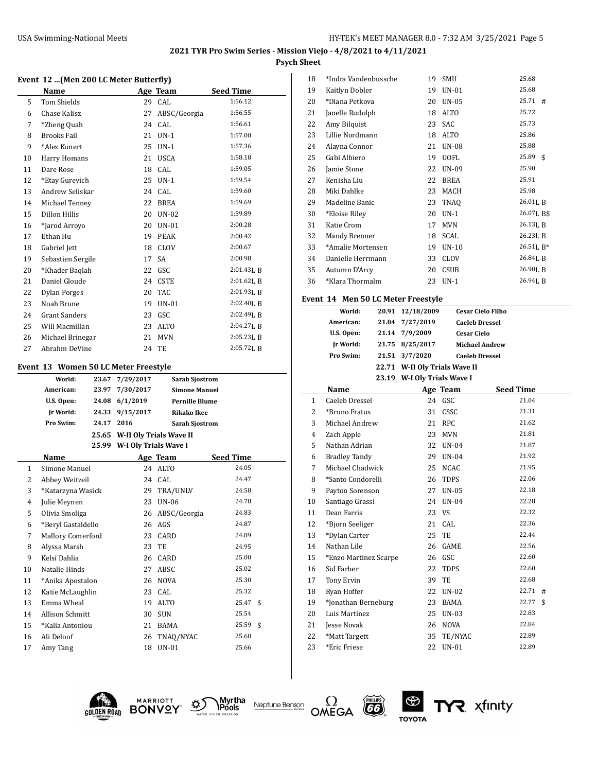**2021 TYR Pro Swim Series - Mission Viejo - 4/8/2021 to 4/11/2021**

**Psych Sheet**

### Event 12 ...(Men 200 LC Meter Butterfly)

| | Name | Age | Team | Seed Time |
|---|---|---|---|---|
| 5 | Tom Shields | 29 | CAL | 1:56.12 |
| 6 | Chase Kalisz | 27 | ABSC/Georgia | 1:56.55 |
| 7 | *Zheng Quah | 24 | CAL | 1:56.61 |
| 8 | Brooks Fail | 21 | UN-1 | 1:57.00 |
| 9 | *Alex Kunert | 25 | UN-1 | 1:57.36 |
| 10 | Harry Homans | 21 | USCA | 1:58.18 |
| 11 | Dare Rose | 18 | CAL | 1:59.05 |
| 12 | *Etay Gurevich | 25 | UN-1 | 1:59.54 |
| 13 | Andrew Seliskar | 24 | CAL | 1:59.60 |
| 14 | Michael Tenney | 22 | BREA | 1:59.69 |
| 15 | Dillon Hillis | 20 | UN-02 | 1:59.89 |
| 16 | *Jarod Arroyo | 20 | UN-01 | 2:00.28 |
| 17 | Ethan Hu | 19 | PEAK | 2:00.42 |
| 18 | Gabriel Jett | 18 | CLOV | 2:00.67 |
| 19 | Sebastien Sergile | 17 | SA | 2:00.98 |
| 20 | *Khader Baqlah | 22 | GSC | 2:01.43L B |
| 21 | Daniel Gloude | 24 | CSTE | 2:01.62L B |
| 22 | Dylan Porges | 20 | TAC | 2:01.93L B |
| 23 | Noah Brune | 19 | UN-01 | 2:02.40L B |
| 24 | Grant Sanders | 23 | GSC | 2:02.49L B |
| 25 | Will Macmillan | 23 | ALTO | 2:04.27L B |
| 26 | Michael Brinegar | 21 | MVN | 2:05.23L B |
| 27 | Abrahm DeVine | 24 | TE | 2:05.72L B |

### Event 13 Women 50 LC Meter Freestyle

| | | | |
|---|---|---|---|
| World: | 23.67 | 7/29/2017 | Sarah Sjostrom |
| American: | 23.97 | 7/30/2017 | Simone Manuel |
| U.S. Open: | 24.08 | 6/1/2019 | Pernille Blume |
| Jr World: | 24.33 | 9/15/2017 | Rikako Ikee |
| Pro Swim: | 24.17 | 2016 | Sarah Sjostrom |
| | 25.65 | W-II Oly Trials Wave II | |
| | 25.99 | W-I Oly Trials Wave I | |

| | Name | Age | Team | Seed Time |
|---|---|---|---|---|
| 1 | Simone Manuel | 24 | ALTO | 24.05 |
| 2 | Abbey Weitzeil | 24 | CAL | 24.47 |
| 3 | *Katarzyna Wasick | 29 | TRA/UNLV | 24.58 |
| 4 | Julie Meynen | 23 | UN-06 | 24.78 |
| 5 | Olivia Smoliga | 26 | ABSC/Georgia | 24.83 |
| 6 | *Beryl Gastaldello | 26 | AGS | 24.87 |
| 7 | Mallory Comerford | 23 | CARD | 24.89 |
| 8 | Alyssa Marsh | 23 | TE | 24.95 |
| 9 | Kelsi Dahlia | 26 | CARD | 25.00 |
| 10 | Natalie Hinds | 27 | ABSC | 25.02 |
| 11 | *Anika Apostalon | 26 | NOVA | 25.30 |
| 12 | Katie McLaughlin | 23 | CAL | 25.32 |
| 13 | Emma Wheal | 19 | ALTO | 25.47 $ |
| 14 | Allison Schmitt | 30 | SUN | 25.54 |
| 15 | *Kalia Antoniou | 21 | BAMA | 25.59 $ |
| 16 | Ali Deloof | 26 | TNAQ/NYAC | 25.60 |
| 17 | Amy Tang | 18 | UN-01 | 25.66 |
| 18 | *Indra Vandenbussche | 19 | SMU | 25.68 |
| 19 | Kaitlyn Dobler | 19 | UN-01 | 25.68 |
| 20 | *Diana Petkova | 20 | UN-05 | 25.71 # |
| 21 | Janelle Rudolph | 18 | ALTO | 25.72 |
| 22 | Amy Bilquist | 23 | SAC | 25.73 |
| 23 | Lillie Nordmann | 18 | ALTO | 25.86 |
| 24 | Alayna Connor | 21 | UN-08 | 25.88 |
| 25 | Gabi Albiero | 19 | UOFL | 25.89 $ |
| 26 | Jamie Stone | 22 | UN-09 | 25.90 |
| 27 | Kenisha Liu | 22 | BREA | 25.91 |
| 28 | Miki Dahlke | 23 | MACH | 25.98 |
| 29 | Madeline Banic | 23 | TNAQ | 26.01L B |
| 30 | *Eloise Riley | 20 | UN-1 | 26.07L B$ |
| 31 | Katie Crom | 17 | MVN | 26.13L B |
| 32 | Mandy Brenner | 18 | SCAL | 26.23L B |
| 33 | *Amalie Mortensen | 19 | UN-10 | 26.51L B* |
| 34 | Danielle Herrmann | 33 | CLOV | 26.84L B |
| 35 | Autumn D'Arcy | 20 | CSUB | 26.90L B |
| 36 | *Klara Thormalm | 23 | UN-1 | 26.94L B |

### Event 14 Men 50 LC Meter Freestyle

| | | | |
|---|---|---|---|
| World: | 20.91 | 12/18/2009 | Cesar Cielo Filho |
| American: | 21.04 | 7/27/2019 | Caeleb Dressel |
| U.S. Open: | 21.14 | 7/9/2009 | Cesar Cielo |
| Jr World: | 21.75 | 8/25/2017 | Michael Andrew |
| Pro Swim: | 21.51 | 3/7/2020 | Caeleb Dressel |
| | 22.71 | W-II Oly Trials Wave II | |
| | 23.19 | W-I Oly Trials Wave I | |

| | Name | Age | Team | Seed Time |
|---|---|---|---|---|
| 1 | Caeleb Dressel | 24 | GSC | 21.04 |
| 2 | *Bruno Fratus | 31 | CSSC | 21.31 |
| 3 | Michael Andrew | 21 | RPC | 21.62 |
| 4 | Zach Apple | 23 | MVN | 21.81 |
| 5 | Nathan Adrian | 32 | UN-04 | 21.87 |
| 6 | Bradley Tandy | 29 | UN-04 | 21.92 |
| 7 | Michael Chadwick | 25 | NCAC | 21.95 |
| 8 | *Santo Condorelli | 26 | TDPS | 22.06 |
| 9 | Payton Sorenson | 27 | UN-05 | 22.18 |
| 10 | Santiago Grassi | 24 | UN-04 | 22.28 |
| 11 | Dean Farris | 23 | VS | 22.32 |
| 12 | *Bjorn Seeliger | 21 | CAL | 22.36 |
| 13 | *Dylan Carter | 25 | TE | 22.44 |
| 14 | Nathan Lile | 26 | GAME | 22.56 |
| 15 | *Enzo Martinez Scarpe | 26 | GSC | 22.60 |
| 16 | Sid Farber | 22 | TDPS | 22.60 |
| 17 | Tony Ervin | 39 | TE | 22.68 |
| 18 | Ryan Hoffer | 22 | UN-02 | 22.71 # |
| 19 | *Jonathan Berneburg | 23 | BAMA | 22.77 $ |
| 20 | Luis Martinez | 25 | UN-03 | 22.83 |
| 21 | Jesse Novak | 26 | NOVA | 22.84 |
| 22 | *Matt Targett | 35 | TE/NYAC | 22.89 |
| 23 | *Eric Friese | 22 | UN-01 | 22.89 |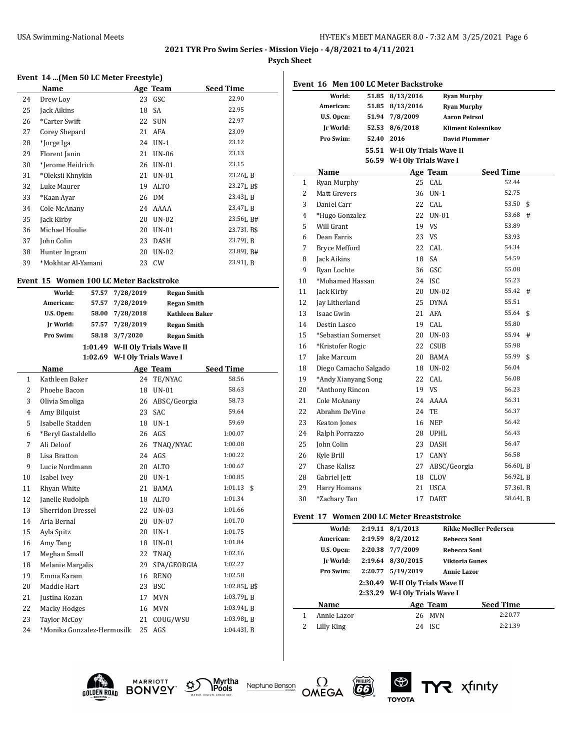**2021 TYR Pro Swim Series - Mission Viejo - 4/8/2021 to 4/11/2021**

**Psych Sheet**

### Event 14 ...(Men 50 LC Meter Freestyle)

| | Name | Age | Team | Seed Time |
|---|---|---|---|---|
| 24 | Drew Loy | 23 | GSC | 22.90 |
| 25 | Jack Aikins | 18 | SA | 22.95 |
| 26 | *Carter Swift | 22 | SUN | 22.97 |
| 27 | Corey Shepard | 21 | AFA | 23.09 |
| 28 | *Jorge Iga | 24 | UN-1 | 23.12 |
| 29 | Florent Janin | 21 | UN-06 | 23.13 |
| 30 | *Jerome Heidrich | 26 | UN-01 | 23.15 |
| 31 | *Oleksii Khnykin | 21 | UN-01 | 23.26L B |
| 32 | Luke Maurer | 19 | ALTO | 23.27L B$ |
| 33 | *Kaan Ayar | 26 | DM | 23.43L B |
| 34 | Cole McAnany | 24 | AAAA | 23.47L B |
| 35 | Jack Kirby | 20 | UN-02 | 23.56L B# |
| 36 | Michael Houlie | 20 | UN-01 | 23.73L B$ |
| 37 | John Colin | 23 | DASH | 23.79L B |
| 38 | Hunter Ingram | 20 | UN-02 | 23.89L B# |
| 39 | *Mokhtar Al-Yamani | 23 | CW | 23.91L B |

### Event 15 Women 100 LC Meter Backstroke

| | | | |
|---|---|---|---|
| World: | 57.57 | 7/28/2019 | Regan Smith |
| American: | 57.57 | 7/28/2019 | Regan Smith |
| U.S. Open: | 58.00 | 7/28/2018 | Kathleen Baker |
| Jr World: | 57.57 | 7/28/2019 | Regan Smith |
| Pro Swim: | 58.18 | 3/7/2020 | Regan Smith |
| | 1:01.49 | W-II Oly Trials Wave II | |
| | 1:02.69 | W-I Oly Trials Wave I | |

| | Name | Age | Team | Seed Time |
|---|---|---|---|---|
| 1 | Kathleen Baker | 24 | TE/NYAC | 58.56 |
| 2 | Phoebe Bacon | 18 | UN-01 | 58.63 |
| 3 | Olivia Smoliga | 26 | ABSC/Georgia | 58.73 |
| 4 | Amy Bilquist | 23 | SAC | 59.64 |
| 5 | Isabelle Stadden | 18 | UN-1 | 59.69 |
| 6 | *Beryl Gastaldello | 26 | AGS | 1:00.07 |
| 7 | Ali Deloof | 26 | TNAQ/NYAC | 1:00.08 |
| 8 | Lisa Bratton | 24 | AGS | 1:00.22 |
| 9 | Lucie Nordmann | 20 | ALTO | 1:00.67 |
| 10 | Isabel Ivey | 20 | UN-1 | 1:00.85 |
| 11 | Rhyan White | 21 | BAMA | 1:01.13 $ |
| 12 | Janelle Rudolph | 18 | ALTO | 1:01.34 |
| 13 | Sherridon Dressel | 22 | UN-03 | 1:01.66 |
| 14 | Aria Bernal | 20 | UN-07 | 1:01.70 |
| 15 | Ayla Spitz | 20 | UN-1 | 1:01.75 |
| 16 | Amy Tang | 18 | UN-01 | 1:01.84 |
| 17 | Meghan Small | 22 | TNAQ | 1:02.16 |
| 18 | Melanie Margalis | 29 | SPA/GEORGIA | 1:02.27 |
| 19 | Emma Karam | 16 | RENO | 1:02.58 |
| 20 | Maddie Hart | 23 | BSC | 1:02.85L B$ |
| 21 | Justina Kozan | 17 | MVN | 1:03.79L B |
| 22 | Macky Hodges | 16 | MVN | 1:03.94L B |
| 23 | Taylor McCoy | 21 | COUG/WSU | 1:03.98L B |
| 24 | *Monika Gonzalez-Hermosillo | 25 | AGS | 1:04.43L B |

### Event 16 Men 100 LC Meter Backstroke

| | | | |
|---|---|---|---|
| World: | 51.85 | 8/13/2016 | Ryan Murphy |
| American: | 51.85 | 8/13/2016 | Ryan Murphy |
| U.S. Open: | 51.94 | 7/8/2009 | Aaron Peirsol |
| Jr World: | 52.53 | 8/6/2018 | Kliment Kolesnikov |
| Pro Swim: | 52.40 | 2016 | David Plummer |
| | 55.51 | W-II Oly Trials Wave II | |
| | 56.59 | W-I Oly Trials Wave I | |

| | Name | Age | Team | Seed Time |
|---|---|---|---|---|
| 1 | Ryan Murphy | 25 | CAL | 52.44 |
| 2 | Matt Grevers | 36 | UN-1 | 52.75 |
| 3 | Daniel Carr | 22 | CAL | 53.50 $ |
| 4 | *Hugo Gonzalez | 22 | UN-01 | 53.68 # |
| 5 | Will Grant | 19 | VS | 53.89 |
| 6 | Dean Farris | 23 | VS | 53.93 |
| 7 | Bryce Mefford | 22 | CAL | 54.34 |
| 8 | Jack Aikins | 18 | SA | 54.59 |
| 9 | Ryan Lochte | 36 | GSC | 55.08 |
| 10 | *Mohamed Hassan | 24 | ISC | 55.23 |
| 11 | Jack Kirby | 20 | UN-02 | 55.42 # |
| 12 | Jay Litherland | 25 | DYNA | 55.51 |
| 13 | Isaac Gwin | 21 | AFA | 55.64 $ |
| 14 | Destin Lasco | 19 | CAL | 55.80 |
| 15 | *Sebastian Somerset | 20 | UN-03 | 55.94 # |
| 16 | *Kristofer Rogic | 22 | CSUB | 55.98 |
| 17 | Jake Marcum | 20 | BAMA | 55.99 $ |
| 18 | Diego Camacho Salgado | 18 | UN-02 | 56.04 |
| 19 | *Andy Xianyang Song | 22 | CAL | 56.08 |
| 20 | *Anthony Rincon | 19 | VS | 56.23 |
| 21 | Cole McAnany | 24 | AAAA | 56.31 |
| 22 | Abrahm DeVine | 24 | TE | 56.37 |
| 23 | Keaton Jones | 16 | NEP | 56.42 |
| 24 | Ralph Porrazzo | 28 | UPHL | 56.43 |
| 25 | John Colin | 23 | DASH | 56.47 |
| 26 | Kyle Brill | 17 | CANY | 56.58 |
| 27 | Chase Kalisz | 27 | ABSC/Georgia | 56.60L B |
| 28 | Gabriel Jett | 18 | CLOV | 56.92L B |
| 29 | Harry Homans | 21 | USCA | 57.36L B |
| 30 | *Zachary Tan | 17 | DART | 58.64L B |

### Event 17 Women 200 LC Meter Breaststroke

| | | | |
|---|---|---|---|
| World: | 2:19.11 | 8/1/2013 | Rikke Moeller Pedersen |
| American: | 2:19.59 | 8/2/2012 | Rebecca Soni |
| U.S. Open: | 2:20.38 | 7/7/2009 | Rebecca Soni |
| Jr World: | 2:19.64 | 8/30/2015 | Viktoria Gunes |
| Pro Swim: | 2:20.77 | 5/19/2019 | Annie Lazor |
| | 2:30.49 | W-II Oly Trials Wave II | |
| | 2:33.29 | W-I Oly Trials Wave I | |

| | Name | Age | Team | Seed Time |
|---|---|---|---|---|
| 1 | Annie Lazor | 26 | MVN | 2:20.77 |
| 2 | Lilly King | 24 | ISC | 2:21.39 |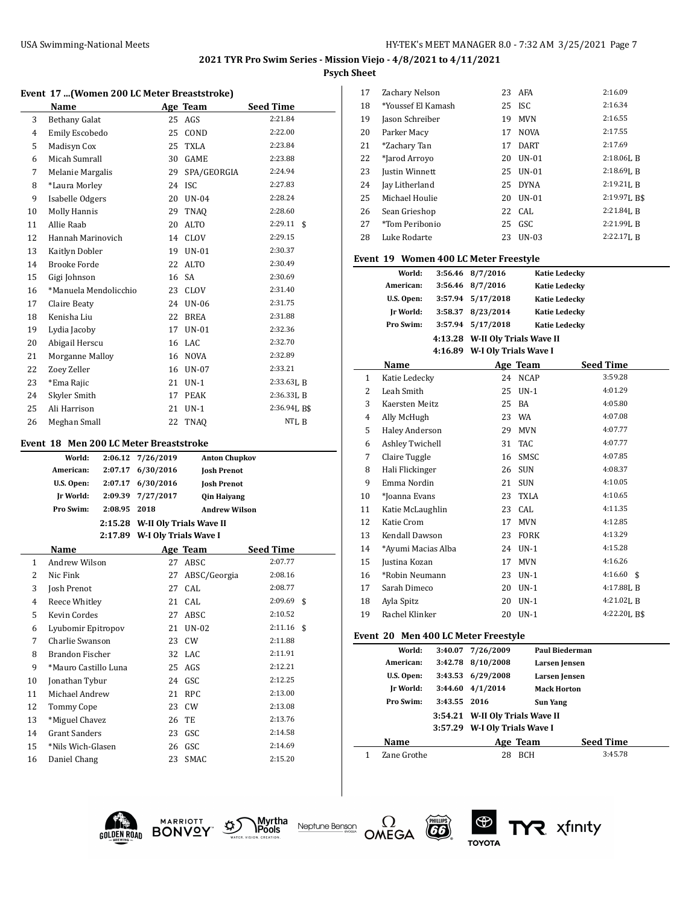## 2021 TYR Pro Swim Series - Mission Viejo - 4/8/2021 to 4/11/2021

**Psych Sheet**

### Event 17 ...(Women 200 LC Meter Breaststroke)

| | Name | Age | Team | Seed Time |
|---|---|---|---|---|
| 3 | Bethany Galat | 25 | AGS | 2:21.84 |
| 4 | Emily Escobedo | 25 | COND | 2:22.00 |
| 5 | Madisyn Cox | 25 | TXLA | 2:23.84 |
| 6 | Micah Sumrall | 30 | GAME | 2:23.88 |
| 7 | Melanie Margalis | 29 | SPA/GEORGIA | 2:24.94 |
| 8 | *Laura Morley | 24 | ISC | 2:27.83 |
| 9 | Isabelle Odgers | 20 | UN-04 | 2:28.24 |
| 10 | Molly Hannis | 29 | TNAQ | 2:28.60 |
| 11 | Allie Raab | 20 | ALTO | 2:29.11 $ |
| 12 | Hannah Marinovich | 14 | CLOV | 2:29.15 |
| 13 | Kaitlyn Dobler | 19 | UN-01 | 2:30.37 |
| 14 | Brooke Forde | 22 | ALTO | 2:30.49 |
| 15 | Gigi Johnson | 16 | SA | 2:30.69 |
| 16 | *Manuela Mendolicchio | 23 | CLOV | 2:31.40 |
| 17 | Claire Beaty | 24 | UN-06 | 2:31.75 |
| 18 | Kenisha Liu | 22 | BREA | 2:31.88 |
| 19 | Lydia Jacoby | 17 | UN-01 | 2:32.36 |
| 20 | Abigail Herscu | 16 | LAC | 2:32.70 |
| 21 | Morganne Malloy | 16 | NOVA | 2:32.89 |
| 22 | Zoey Zeller | 16 | UN-07 | 2:33.21 |
| 23 | *Ema Rajic | 21 | UN-1 | 2:33.63L B |
| 24 | Skyler Smith | 17 | PEAK | 2:36.33L B |
| 25 | Ali Harrison | 21 | UN-1 | 2:36.94L B$ |
| 26 | Meghan Small | 22 | TNAQ | NTL B |

### Event 18 Men 200 LC Meter Breaststroke

| | | | |
|---|---|---|---|
| **World:** | 2:06.12 | 7/26/2019 | **Anton Chupkov** |
| **American:** | 2:07.17 | 6/30/2016 | **Josh Prenot** |
| **U.S. Open:** | 2:07.17 | 6/30/2016 | **Josh Prenot** |
| **Jr World:** | 2:09.39 | 7/27/2017 | **Qin Haiyang** |
| **Pro Swim:** | 2:08.95 | 2018 | **Andrew Wilson** |
| | **2:15.28** | **W-II Oly Trials Wave II** | |
| | **2:17.89** | **W-I Oly Trials Wave I** | |

| | Name | Age | Team | Seed Time |
|---|---|---|---|---|
| 1 | Andrew Wilson | 27 | ABSC | 2:07.77 |
| 2 | Nic Fink | 27 | ABSC/Georgia | 2:08.16 |
| 3 | Josh Prenot | 27 | CAL | 2:08.77 |
| 4 | Reece Whitley | 21 | CAL | 2:09.69 $ |
| 5 | Kevin Cordes | 27 | ABSC | 2:10.52 |
| 6 | Lyubomir Epitropov | 21 | UN-02 | 2:11.16 $ |
| 7 | Charlie Swanson | 23 | CW | 2:11.88 |
| 8 | Brandon Fischer | 32 | LAC | 2:11.91 |
| 9 | *Mauro Castillo Luna | 25 | AGS | 2:12.21 |
| 10 | Jonathan Tybur | 24 | GSC | 2:12.25 |
| 11 | Michael Andrew | 21 | RPC | 2:13.00 |
| 12 | Tommy Cope | 23 | CW | 2:13.08 |
| 13 | *Miguel Chavez | 26 | TE | 2:13.76 |
| 14 | Grant Sanders | 23 | GSC | 2:14.58 |
| 15 | *Nils Wich-Glasen | 26 | GSC | 2:14.69 |
| 16 | Daniel Chang | 23 | SMAC | 2:15.20 |
| 17 | Zachary Nelson | 23 | AFA | 2:16.09 |
| 18 | *Youssef El Kamash | 25 | ISC | 2:16.34 |
| 19 | Jason Schreiber | 19 | MVN | 2:16.55 |
| 20 | Parker Macy | 17 | NOVA | 2:17.55 |
| 21 | *Zachary Tan | 17 | DART | 2:17.69 |
| 22 | *Jarod Arroyo | 20 | UN-01 | 2:18.06L B |
| 23 | Justin Winnett | 25 | UN-01 | 2:18.69L B |
| 24 | Jay Litherland | 25 | DYNA | 2:19.21L B |
| 25 | Michael Houlie | 20 | UN-01 | 2:19.97L B$ |
| 26 | Sean Grieshop | 22 | CAL | 2:21.84L B |
| 27 | *Tom Peribonio | 25 | GSC | 2:21.99L B |
| 28 | Luke Rodarte | 23 | UN-03 | 2:22.17L B |

### Event 19 Women 400 LC Meter Freestyle

| | | | |
|---|---|---|---|
| **World:** | 3:56.46 | 8/7/2016 | **Katie Ledecky** |
| **American:** | 3:56.46 | 8/7/2016 | **Katie Ledecky** |
| **U.S. Open:** | 3:57.94 | 5/17/2018 | **Katie Ledecky** |
| **Jr World:** | 3:58.37 | 8/23/2014 | **Katie Ledecky** |
| **Pro Swim:** | 3:57.94 | 5/17/2018 | **Katie Ledecky** |
| | **4:13.28** | **W-II Oly Trials Wave II** | |
| | **4:16.89** | **W-I Oly Trials Wave I** | |

| | Name | Age | Team | Seed Time |
|---|---|---|---|---|
| 1 | Katie Ledecky | 24 | NCAP | 3:59.28 |
| 2 | Leah Smith | 25 | UN-1 | 4:01.29 |
| 3 | Kaersten Meitz | 25 | BA | 4:05.80 |
| 4 | Ally McHugh | 23 | WA | 4:07.08 |
| 5 | Haley Anderson | 29 | MVN | 4:07.77 |
| 6 | Ashley Twichell | 31 | TAC | 4:07.77 |
| 7 | Claire Tuggle | 16 | SMSC | 4:07.85 |
| 8 | Hali Flickinger | 26 | SUN | 4:08.37 |
| 9 | Emma Nordin | 21 | SUN | 4:10.05 |
| 10 | *Joanna Evans | 23 | TXLA | 4:10.65 |
| 11 | Katie McLaughlin | 23 | CAL | 4:11.35 |
| 12 | Katie Crom | 17 | MVN | 4:12.85 |
| 13 | Kendall Dawson | 23 | FORK | 4:13.29 |
| 14 | *Ayumi Macias Alba | 24 | UN-1 | 4:15.28 |
| 15 | Justina Kozan | 17 | MVN | 4:16.26 |
| 16 | *Robin Neumann | 23 | UN-1 | 4:16.60 $ |
| 17 | Sarah Dimeco | 20 | UN-1 | 4:17.88L B |
| 18 | Ayla Spitz | 20 | UN-1 | 4:21.02L B |
| 19 | Rachel Klinker | 20 | UN-1 | 4:22.20L B$ |

### Event 20 Men 400 LC Meter Freestyle

| | | | |
|---|---|---|---|
| **World:** | 3:40.07 | 7/26/2009 | **Paul Biederman** |
| **American:** | 3:42.78 | 8/10/2008 | **Larsen Jensen** |
| **U.S. Open:** | 3:43.53 | 6/29/2008 | **Larsen Jensen** |
| **Jr World:** | 3:44.60 | 4/1/2014 | **Mack Horton** |
| **Pro Swim:** | 3:43.55 | 2016 | **Sun Yang** |
| | **3:54.21** | **W-II Oly Trials Wave II** | |
| | **3:57.29** | **W-I Oly Trials Wave I** | |

| | Name | Age | Team | Seed Time |
|---|---|---|---|---|
| 1 | Zane Grothe | 28 | BCH | 3:45.78 |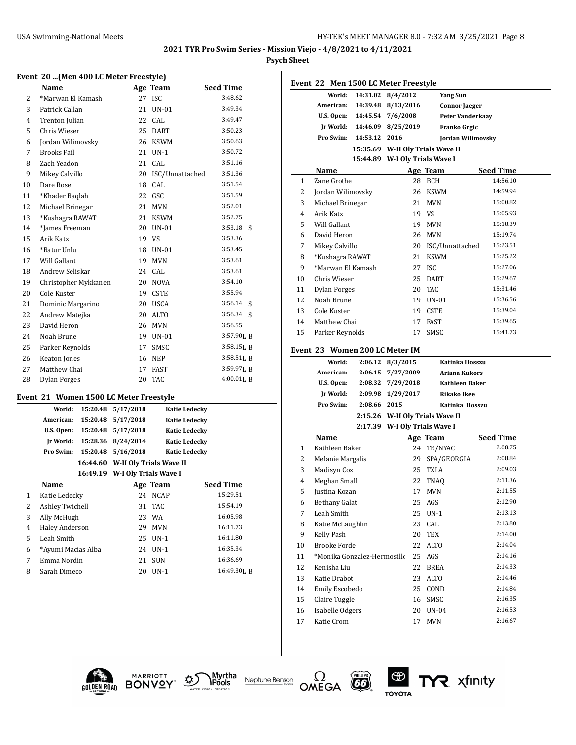## 2021 TYR Pro Swim Series - Mission Viejo - 4/8/2021 to 4/11/2021

### Psych Sheet

#### Event 20 ...(Men 400 LC Meter Freestyle)

| | Name | Age | Team | Seed Time |
|---|---|---|---|---|
| 2 | *Marwan El Kamash | 27 | ISC | 3:48.62 |
| 3 | Patrick Callan | 21 | UN-01 | 3:49.34 |
| 4 | Trenton Julian | 22 | CAL | 3:49.47 |
| 5 | Chris Wieser | 25 | DART | 3:50.23 |
| 6 | Jordan Wilimovsky | 26 | KSWM | 3:50.63 |
| 7 | Brooks Fail | 21 | UN-1 | 3:50.72 |
| 8 | Zach Yeadon | 21 | CAL | 3:51.16 |
| 9 | Mikey Calvillo | 20 | ISC/Unnattached | 3:51.36 |
| 10 | Dare Rose | 18 | CAL | 3:51.54 |
| 11 | *Khader Baqlah | 22 | GSC | 3:51.59 |
| 12 | Michael Brinegar | 21 | MVN | 3:52.01 |
| 13 | *Kushagra RAWAT | 21 | KSWM | 3:52.75 |
| 14 | *James Freeman | 20 | UN-01 | 3:53.18 $ |
| 15 | Arik Katz | 19 | VS | 3:53.36 |
| 16 | *Batur Unlu | 18 | UN-01 | 3:53.45 |
| 17 | Will Gallant | 19 | MVN | 3:53.61 |
| 18 | Andrew Seliskar | 24 | CAL | 3:53.61 |
| 19 | Christopher Mykkanen | 20 | NOVA | 3:54.10 |
| 20 | Cole Kuster | 19 | CSTE | 3:55.94 |
| 21 | Dominic Margarino | 20 | USCA | 3:56.14 $ |
| 22 | Andrew Matejka | 20 | ALTO | 3:56.34 $ |
| 23 | David Heron | 26 | MVN | 3:56.55 |
| 24 | Noah Brune | 19 | UN-01 | 3:57.90L B |
| 25 | Parker Reynolds | 17 | SMSC | 3:58.15L B |
| 26 | Keaton Jones | 16 | NEP | 3:58.51L B |
| 27 | Matthew Chai | 17 | FAST | 3:59.97L B |
| 28 | Dylan Porges | 20 | TAC | 4:00.01L B |

#### Event 21 Women 1500 LC Meter Freestyle

| | | | |
|---|---|---|---|
| World: | 15:20.48 | 5/17/2018 | Katie Ledecky |
| American: | 15:20.48 | 5/17/2018 | Katie Ledecky |
| U.S. Open: | 15:20.48 | 5/17/2018 | Katie Ledecky |
| Jr World: | 15:28.36 | 8/24/2014 | Katie Ledecky |
| Pro Swim: | 15:20.48 | 5/16/2018 | Katie Ledecky |
| | 16:44.60 | W-II Oly Trials Wave II | |
| | 16:49.19 | W-I Oly Trials Wave I | |

| | Name | Age | Team | Seed Time |
|---|---|---|---|---|
| 1 | Katie Ledecky | 24 | NCAP | 15:29.51 |
| 2 | Ashley Twichell | 31 | TAC | 15:54.19 |
| 3 | Ally McHugh | 23 | WA | 16:05.98 |
| 4 | Haley Anderson | 29 | MVN | 16:11.73 |
| 5 | Leah Smith | 25 | UN-1 | 16:11.80 |
| 6 | *Ayumi Macias Alba | 24 | UN-1 | 16:35.34 |
| 7 | Emma Nordin | 21 | SUN | 16:36.69 |
| 8 | Sarah Dimeco | 20 | UN-1 | 16:49.30L B |

#### Event 22 Men 1500 LC Meter Freestyle

| | | | |
|---|---|---|---|
| World: | 14:31.02 | 8/4/2012 | Yang Sun |
| American: | 14:39.48 | 8/13/2016 | Connor Jaeger |
| U.S. Open: | 14:45.54 | 7/6/2008 | Peter Vanderkaay |
| Jr World: | 14:46.09 | 8/25/2019 | Franko Grgic |
| Pro Swim: | 14:53.12 | 2016 | Jordan Wilimovsky |
| | 15:35.69 | W-II Oly Trials Wave II | |
| | 15:44.89 | W-I Oly Trials Wave I | |

| | Name | Age | Team | Seed Time |
|---|---|---|---|---|
| 1 | Zane Grothe | 28 | BCH | 14:56.10 |
| 2 | Jordan Wilimovsky | 26 | KSWM | 14:59.94 |
| 3 | Michael Brinegar | 21 | MVN | 15:00.82 |
| 4 | Arik Katz | 19 | VS | 15:05.93 |
| 5 | Will Gallant | 19 | MVN | 15:18.39 |
| 6 | David Heron | 26 | MVN | 15:19.74 |
| 7 | Mikey Calvillo | 20 | ISC/Unnattached | 15:23.51 |
| 8 | *Kushagra RAWAT | 21 | KSWM | 15:25.22 |
| 9 | *Marwan El Kamash | 27 | ISC | 15:27.06 |
| 10 | Chris Wieser | 25 | DART | 15:29.67 |
| 11 | Dylan Porges | 20 | TAC | 15:31.46 |
| 12 | Noah Brune | 19 | UN-01 | 15:36.56 |
| 13 | Cole Kuster | 19 | CSTE | 15:39.04 |
| 14 | Matthew Chai | 17 | FAST | 15:39.65 |
| 15 | Parker Reynolds | 17 | SMSC | 15:41.73 |

#### Event 23 Women 200 LC Meter IM

| | | | |
|---|---|---|---|
| World: | 2:06.12 | 8/3/2015 | Katinka Hosszu |
| American: | 2:06.15 | 7/27/2009 | Ariana Kukors |
| U.S. Open: | 2:08.32 | 7/29/2018 | Kathleen Baker |
| Jr World: | 2:09.98 | 1/29/2017 | Rikako Ikee |
| Pro Swim: | 2:08.66 | 2015 | Katinka Hosszu |
| | 2:15.26 | W-II Oly Trials Wave II | |
| | 2:17.39 | W-I Oly Trials Wave I | |

| | Name | Age | Team | Seed Time |
|---|---|---|---|---|
| 1 | Kathleen Baker | 24 | TE/NYAC | 2:08.75 |
| 2 | Melanie Margalis | 29 | SPA/GEORGIA | 2:08.84 |
| 3 | Madisyn Cox | 25 | TXLA | 2:09.03 |
| 4 | Meghan Small | 22 | TNAQ | 2:11.36 |
| 5 | Justina Kozan | 17 | MVN | 2:11.55 |
| 6 | Bethany Galat | 25 | AGS | 2:12.90 |
| 7 | Leah Smith | 25 | UN-1 | 2:13.13 |
| 8 | Katie McLaughlin | 23 | CAL | 2:13.80 |
| 9 | Kelly Pash | 20 | TEX | 2:14.00 |
| 10 | Brooke Forde | 22 | ALTO | 2:14.04 |
| 11 | *Monika Gonzalez-Hermosillo | 25 | AGS | 2:14.16 |
| 12 | Kenisha Liu | 22 | BREA | 2:14.33 |
| 13 | Katie Drabot | 23 | ALTO | 2:14.46 |
| 14 | Emily Escobedo | 25 | COND | 2:14.84 |
| 15 | Claire Tuggle | 16 | SMSC | 2:16.35 |
| 16 | Isabelle Odgers | 20 | UN-04 | 2:16.53 |
| 17 | Katie Crom | 17 | MVN | 2:16.67 |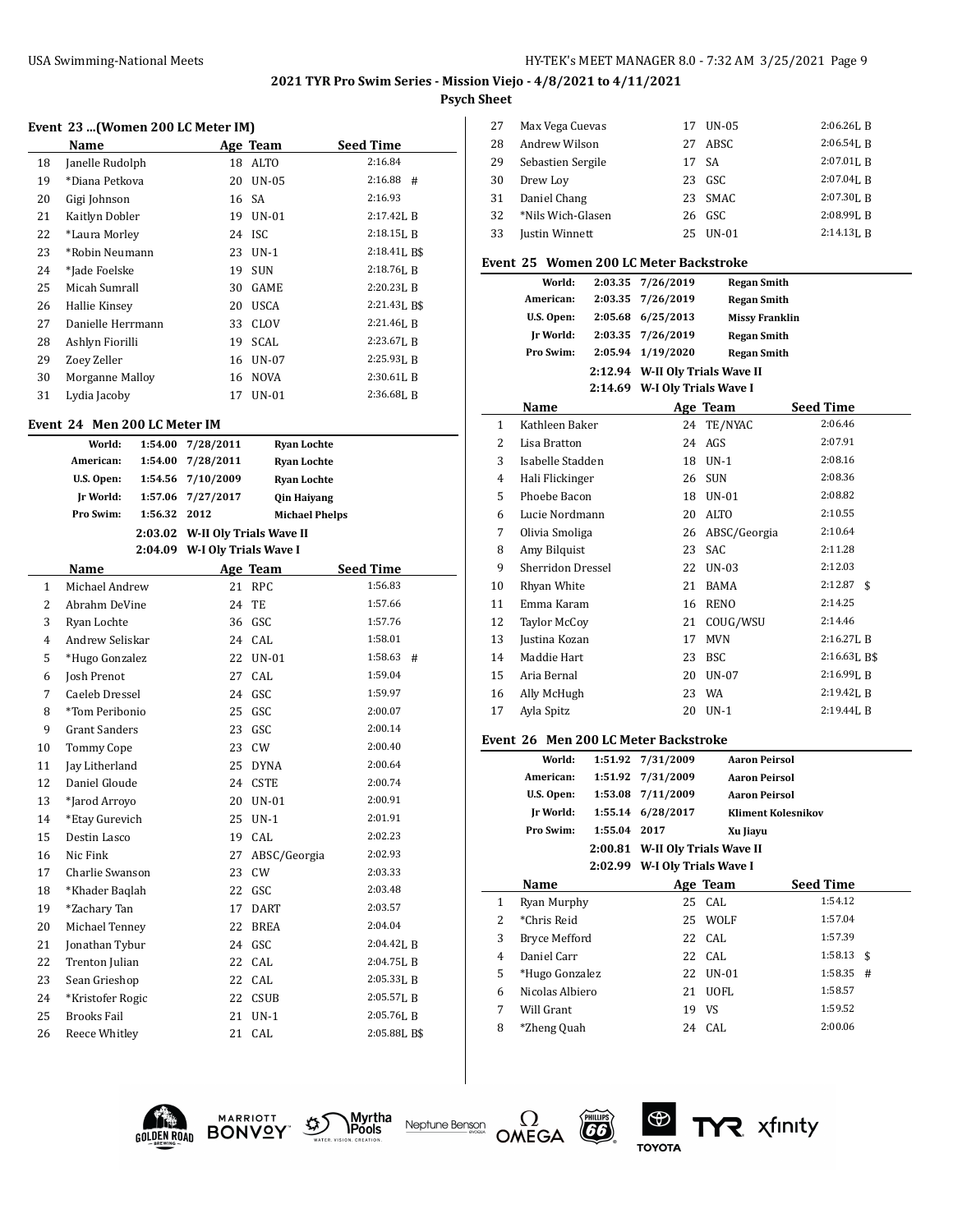### Event 23 ...(Women 200 LC Meter IM)

| | Name | Age | Team | Seed Time |
|---|---|---|---|---|
| 18 | Janelle Rudolph | 18 | ALTO | 2:16.84 |
| 19 | *Diana Petkova | 20 | UN-05 | 2:16.88 # |
| 20 | Gigi Johnson | 16 | SA | 2:16.93 |
| 21 | Kaitlyn Dobler | 19 | UN-01 | 2:17.42L B |
| 22 | *Laura Morley | 24 | ISC | 2:18.15L B |
| 23 | *Robin Neumann | 23 | UN-1 | 2:18.41L B$ |
| 24 | *Jade Foelske | 19 | SUN | 2:18.76L B |
| 25 | Micah Sumrall | 30 | GAME | 2:20.23L B |
| 26 | Hallie Kinsey | 20 | USCA | 2:21.43L B$ |
| 27 | Danielle Herrmann | 33 | CLOV | 2:21.46L B |
| 28 | Ashlyn Fiorilli | 19 | SCAL | 2:23.67L B |
| 29 | Zoey Zeller | 16 | UN-07 | 2:25.93L B |
| 30 | Morganne Malloy | 16 | NOVA | 2:30.61L B |
| 31 | Lydia Jacoby | 17 | UN-01 | 2:36.68L B |

### Event 24 Men 200 LC Meter IM

| | | | |
|---|---|---|---|
| World: | 1:54.00 | 7/28/2011 | Ryan Lochte |
| American: | 1:54.00 | 7/28/2011 | Ryan Lochte |
| U.S. Open: | 1:54.56 | 7/10/2009 | Ryan Lochte |
| Jr World: | 1:57.06 | 7/27/2017 | Qin Haiyang |
| Pro Swim: | 1:56.32 | 2012 | Michael Phelps |
| | 2:03.02 | W-II Oly Trials Wave II | |
| | 2:04.09 | W-I Oly Trials Wave I | |

| | Name | Age | Team | Seed Time |
|---|---|---|---|---|
| 1 | Michael Andrew | 21 | RPC | 1:56.83 |
| 2 | Abrahm DeVine | 24 | TE | 1:57.66 |
| 3 | Ryan Lochte | 36 | GSC | 1:57.76 |
| 4 | Andrew Seliskar | 24 | CAL | 1:58.01 |
| 5 | *Hugo Gonzalez | 22 | UN-01 | 1:58.63 # |
| 6 | Josh Prenot | 27 | CAL | 1:59.04 |
| 7 | Caeleb Dressel | 24 | GSC | 1:59.97 |
| 8 | *Tom Peribonio | 25 | GSC | 2:00.07 |
| 9 | Grant Sanders | 23 | GSC | 2:00.14 |
| 10 | Tommy Cope | 23 | CW | 2:00.40 |
| 11 | Jay Litherland | 25 | DYNA | 2:00.64 |
| 12 | Daniel Gloude | 24 | CSTE | 2:00.74 |
| 13 | *Jarod Arroyo | 20 | UN-01 | 2:00.91 |
| 14 | *Etay Gurevich | 25 | UN-1 | 2:01.91 |
| 15 | Destin Lasco | 19 | CAL | 2:02.23 |
| 16 | Nic Fink | 27 | ABSC/Georgia | 2:02.93 |
| 17 | Charlie Swanson | 23 | CW | 2:03.33 |
| 18 | *Khader Baqlah | 22 | GSC | 2:03.48 |
| 19 | *Zachary Tan | 17 | DART | 2:03.57 |
| 20 | Michael Tenney | 22 | BREA | 2:04.04 |
| 21 | Jonathan Tybur | 24 | GSC | 2:04.42L B |
| 22 | Trenton Julian | 22 | CAL | 2:04.75L B |
| 23 | Sean Grieshop | 22 | CAL | 2:05.33L B |
| 24 | *Kristofer Rogic | 22 | CSUB | 2:05.57L B |
| 25 | Brooks Fail | 21 | UN-1 | 2:05.76L B |
| 26 | Reece Whitley | 21 | CAL | 2:05.88L B$ |
| 27 | Max Vega Cuevas | 17 | UN-05 | 2:06.26L B |
| 28 | Andrew Wilson | 27 | ABSC | 2:06.54L B |
| 29 | Sebastien Sergile | 17 | SA | 2:07.01L B |
| 30 | Drew Loy | 23 | GSC | 2:07.04L B |
| 31 | Daniel Chang | 23 | SMAC | 2:07.30L B |
| 32 | *Nils Wich-Glasen | 26 | GSC | 2:08.99L B |
| 33 | Justin Winnett | 25 | UN-01 | 2:14.13L B |

### Event 25 Women 200 LC Meter Backstroke

| | | | |
|---|---|---|---|
| World: | 2:03.35 | 7/26/2019 | Regan Smith |
| American: | 2:03.35 | 7/26/2019 | Regan Smith |
| U.S. Open: | 2:05.68 | 6/25/2013 | Missy Franklin |
| Jr World: | 2:03.35 | 7/26/2019 | Regan Smith |
| Pro Swim: | 2:05.94 | 1/19/2020 | Regan Smith |
| | 2:12.94 | W-II Oly Trials Wave II | |
| | 2:14.69 | W-I Oly Trials Wave I | |

| | Name | Age | Team | Seed Time |
|---|---|---|---|---|
| 1 | Kathleen Baker | 24 | TE/NYAC | 2:06.46 |
| 2 | Lisa Bratton | 24 | AGS | 2:07.91 |
| 3 | Isabelle Stadden | 18 | UN-1 | 2:08.16 |
| 4 | Hali Flickinger | 26 | SUN | 2:08.36 |
| 5 | Phoebe Bacon | 18 | UN-01 | 2:08.82 |
| 6 | Lucie Nordmann | 20 | ALTO | 2:10.55 |
| 7 | Olivia Smoliga | 26 | ABSC/Georgia | 2:10.64 |
| 8 | Amy Bilquist | 23 | SAC | 2:11.28 |
| 9 | Sherridon Dressel | 22 | UN-03 | 2:12.03 |
| 10 | Rhyan White | 21 | BAMA | 2:12.87 $ |
| 11 | Emma Karam | 16 | RENO | 2:14.25 |
| 12 | Taylor McCoy | 21 | COUG/WSU | 2:14.46 |
| 13 | Justina Kozan | 17 | MVN | 2:16.27L B |
| 14 | Maddie Hart | 23 | BSC | 2:16.63L B$ |
| 15 | Aria Bernal | 20 | UN-07 | 2:16.99L B |
| 16 | Ally McHugh | 23 | WA | 2:19.42L B |
| 17 | Ayla Spitz | 20 | UN-1 | 2:19.44L B |

### Event 26 Men 200 LC Meter Backstroke

| | | | |
|---|---|---|---|
| World: | 1:51.92 | 7/31/2009 | Aaron Peirsol |
| American: | 1:51.92 | 7/31/2009 | Aaron Peirsol |
| U.S. Open: | 1:53.08 | 7/11/2009 | Aaron Peirsol |
| Jr World: | 1:55.14 | 6/28/2017 | Kliment Kolesnikov |
| Pro Swim: | 1:55.04 | 2017 | Xu Jiayu |
| | 2:00.81 | W-II Oly Trials Wave II | |
| | 2:02.99 | W-I Oly Trials Wave I | |

| | Name | Age | Team | Seed Time |
|---|---|---|---|---|
| 1 | Ryan Murphy | 25 | CAL | 1:54.12 |
| 2 | *Chris Reid | 25 | WOLF | 1:57.04 |
| 3 | Bryce Mefford | 22 | CAL | 1:57.39 |
| 4 | Daniel Carr | 22 | CAL | 1:58.13 $ |
| 5 | *Hugo Gonzalez | 22 | UN-01 | 1:58.35 # |
| 6 | Nicolas Albiero | 21 | UOFL | 1:58.57 |
| 7 | Will Grant | 19 | VS | 1:59.52 |
| 8 | *Zheng Quah | 24 | CAL | 2:00.06 |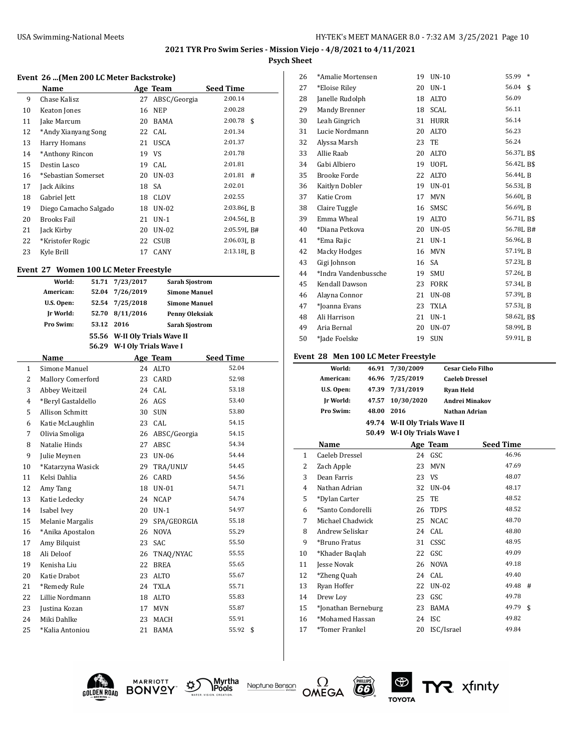## 2021 TYR Pro Swim Series - Mission Viejo - 4/8/2021 to 4/11/2021

**Psych Sheet**

### Event 26 ...(Men 200 LC Meter Backstroke)

| | Name | Age | Team | Seed Time |
|---|---|---|---|---|
| 9 | Chase Kalisz | 27 | ABSC/Georgia | 2:00.14 |
| 10 | Keaton Jones | 16 | NEP | 2:00.28 |
| 11 | Jake Marcum | 20 | BAMA | 2:00.78 $ |
| 12 | *Andy Xianyang Song | 22 | CAL | 2:01.34 |
| 13 | Harry Homans | 21 | USCA | 2:01.37 |
| 14 | *Anthony Rincon | 19 | VS | 2:01.78 |
| 15 | Destin Lasco | 19 | CAL | 2:01.81 |
| 16 | *Sebastian Somerset | 20 | UN-03 | 2:01.81 # |
| 17 | Jack Aikins | 18 | SA | 2:02.01 |
| 18 | Gabriel Jett | 18 | CLOV | 2:02.55 |
| 19 | Diego Camacho Salgado | 18 | UN-02 | 2:03.86L B |
| 20 | Brooks Fail | 21 | UN-1 | 2:04.56L B |
| 21 | Jack Kirby | 20 | UN-02 | 2:05.59L B# |
| 22 | *Kristofer Rogic | 22 | CSUB | 2:06.03L B |
| 23 | Kyle Brill | 17 | CANY | 2:13.18L B |

### Event 27 Women 100 LC Meter Freestyle

| | | | |
|---|---|---|---|
| World: | 51.71 | 7/23/2017 | Sarah Sjostrom |
| American: | 52.04 | 7/26/2019 | Simone Manuel |
| U.S. Open: | 52.54 | 7/25/2018 | Simone Manuel |
| Jr World: | 52.70 | 8/11/2016 | Penny Oleksiak |
| Pro Swim: | 53.12 | 2016 | Sarah Sjostrom |
| | 55.56 | W-II Oly Trials Wave II | |
| | 56.29 | W-I Oly Trials Wave I | |

| | Name | Age | Team | Seed Time |
|---|---|---|---|---|
| 1 | Simone Manuel | 24 | ALTO | 52.04 |
| 2 | Mallory Comerford | 23 | CARD | 52.98 |
| 3 | Abbey Weitzeil | 24 | CAL | 53.18 |
| 4 | *Beryl Gastaldello | 26 | AGS | 53.40 |
| 5 | Allison Schmitt | 30 | SUN | 53.80 |
| 6 | Katie McLaughlin | 23 | CAL | 54.15 |
| 7 | Olivia Smoliga | 26 | ABSC/Georgia | 54.15 |
| 8 | Natalie Hinds | 27 | ABSC | 54.34 |
| 9 | Julie Meynen | 23 | UN-06 | 54.44 |
| 10 | *Katarzyna Wasick | 29 | TRA/UNLV | 54.45 |
| 11 | Kelsi Dahlia | 26 | CARD | 54.56 |
| 12 | Amy Tang | 18 | UN-01 | 54.71 |
| 13 | Katie Ledecky | 24 | NCAP | 54.74 |
| 14 | Isabel Ivey | 20 | UN-1 | 54.97 |
| 15 | Melanie Margalis | 29 | SPA/GEORGIA | 55.18 |
| 16 | *Anika Apostalon | 26 | NOVA | 55.29 |
| 17 | Amy Bilquist | 23 | SAC | 55.50 |
| 18 | Ali Deloof | 26 | TNAQ/NYAC | 55.55 |
| 19 | Kenisha Liu | 22 | BREA | 55.65 |
| 20 | Katie Drabot | 23 | ALTO | 55.67 |
| 21 | *Remedy Rule | 24 | TXLA | 55.71 |
| 22 | Lillie Nordmann | 18 | ALTO | 55.83 |
| 23 | Justina Kozan | 17 | MVN | 55.87 |
| 24 | Miki Dahlke | 23 | MACH | 55.91 |
| 25 | *Kalia Antoniou | 21 | BAMA | 55.92 $ |
| 26 | *Amalie Mortensen | 19 | UN-10 | 55.99 * |
| 27 | *Eloise Riley | 20 | UN-1 | 56.04 $ |
| 28 | Janelle Rudolph | 18 | ALTO | 56.09 |
| 29 | Mandy Brenner | 18 | SCAL | 56.11 |
| 30 | Leah Gingrich | 31 | HURR | 56.14 |
| 31 | Lucie Nordmann | 20 | ALTO | 56.23 |
| 32 | Alyssa Marsh | 23 | TE | 56.24 |
| 33 | Allie Raab | 20 | ALTO | 56.37L B$ |
| 34 | Gabi Albiero | 19 | UOFL | 56.42L B$ |
| 35 | Brooke Forde | 22 | ALTO | 56.44L B |
| 36 | Kaitlyn Dobler | 19 | UN-01 | 56.53L B |
| 37 | Katie Crom | 17 | MVN | 56.60L B |
| 38 | Claire Tuggle | 16 | SMSC | 56.69L B |
| 39 | Emma Wheal | 19 | ALTO | 56.71L B$ |
| 40 | *Diana Petkova | 20 | UN-05 | 56.78L B# |
| 41 | *Ema Rajic | 21 | UN-1 | 56.96L B |
| 42 | Macky Hodges | 16 | MVN | 57.19L B |
| 43 | Gigi Johnson | 16 | SA | 57.23L B |
| 44 | *Indra Vandenbussche | 19 | SMU | 57.26L B |
| 45 | Kendall Dawson | 23 | FORK | 57.34L B |
| 46 | Alayna Connor | 21 | UN-08 | 57.39L B |
| 47 | *Joanna Evans | 23 | TXLA | 57.53L B |
| 48 | Ali Harrison | 21 | UN-1 | 58.62L B$ |
| 49 | Aria Bernal | 20 | UN-07 | 58.99L B |
| 50 | *Jade Foelske | 19 | SUN | 59.91L B |

### Event 28 Men 100 LC Meter Freestyle

| | | | |
|---|---|---|---|
| World: | 46.91 | 7/30/2009 | Cesar Cielo Filho |
| American: | 46.96 | 7/25/2019 | Caeleb Dressel |
| U.S. Open: | 47.39 | 7/31/2019 | Ryan Held |
| Jr World: | 47.57 | 10/30/2020 | Andrei Minakov |
| Pro Swim: | 48.00 | 2016 | Nathan Adrian |
| | 49.74 | W-II Oly Trials Wave II | |
| | 50.49 | W-I Oly Trials Wave I | |

| | Name | Age | Team | Seed Time |
|---|---|---|---|---|
| 1 | Caeleb Dressel | 24 | GSC | 46.96 |
| 2 | Zach Apple | 23 | MVN | 47.69 |
| 3 | Dean Farris | 23 | VS | 48.07 |
| 4 | Nathan Adrian | 32 | UN-04 | 48.17 |
| 5 | *Dylan Carter | 25 | TE | 48.52 |
| 6 | *Santo Condorelli | 26 | TDPS | 48.52 |
| 7 | Michael Chadwick | 25 | NCAC | 48.70 |
| 8 | Andrew Seliskar | 24 | CAL | 48.80 |
| 9 | *Bruno Fratus | 31 | CSSC | 48.95 |
| 10 | *Khader Baqlah | 22 | GSC | 49.09 |
| 11 | Jesse Novak | 26 | NOVA | 49.18 |
| 12 | *Zheng Quah | 24 | CAL | 49.40 |
| 13 | Ryan Hoffer | 22 | UN-02 | 49.48 # |
| 14 | Drew Loy | 23 | GSC | 49.78 |
| 15 | *Jonathan Berneburg | 23 | BAMA | 49.79 $ |
| 16 | *Mohamed Hassan | 24 | ISC | 49.82 |
| 17 | *Tomer Frankel | 20 | ISC/Israel | 49.84 |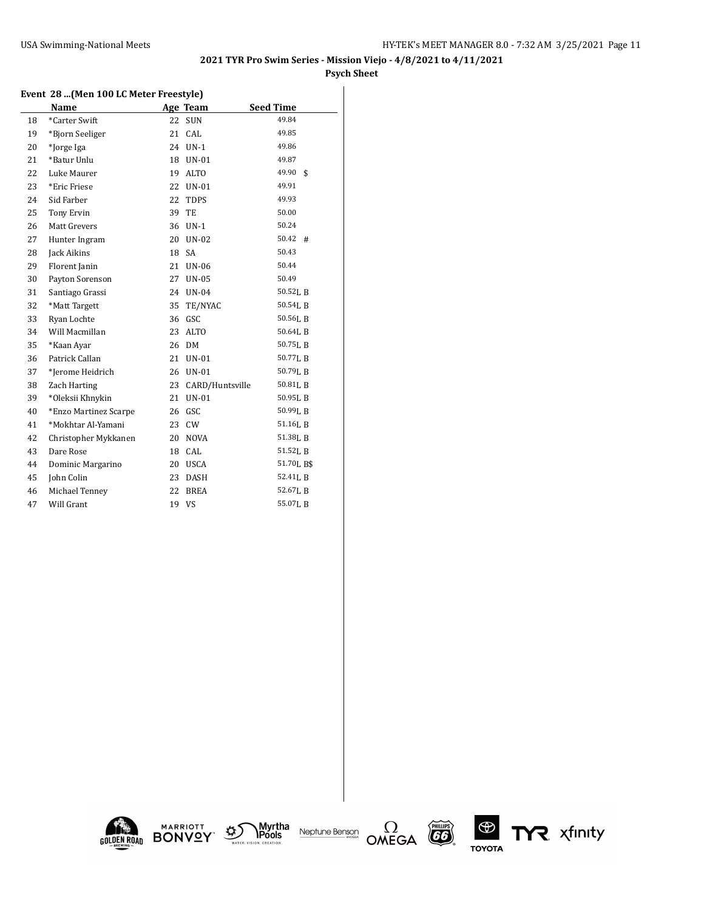## 2021 TYR Pro Swim Series - Mission Viejo - 4/8/2021 to 4/11/2021

**Psych Sheet**

### Event 28 ...(Men 100 LC Meter Freestyle)

| | Name | Age | Team | Seed Time |
|---|---|---|---|---|
| 18 | *Carter Swift | 22 | SUN | 49.84 |
| 19 | *Bjorn Seeliger | 21 | CAL | 49.85 |
| 20 | *Jorge Iga | 24 | UN-1 | 49.86 |
| 21 | *Batur Unlu | 18 | UN-01 | 49.87 |
| 22 | Luke Maurer | 19 | ALTO | 49.90 $ |
| 23 | *Eric Friese | 22 | UN-01 | 49.91 |
| 24 | Sid Farber | 22 | TDPS | 49.93 |
| 25 | Tony Ervin | 39 | TE | 50.00 |
| 26 | Matt Grevers | 36 | UN-1 | 50.24 |
| 27 | Hunter Ingram | 20 | UN-02 | 50.42 # |
| 28 | Jack Aikins | 18 | SA | 50.43 |
| 29 | Florent Janin | 21 | UN-06 | 50.44 |
| 30 | Payton Sorenson | 27 | UN-05 | 50.49 |
| 31 | Santiago Grassi | 24 | UN-04 | 50.52L B |
| 32 | *Matt Targett | 35 | TE/NYAC | 50.54L B |
| 33 | Ryan Lochte | 36 | GSC | 50.56L B |
| 34 | Will Macmillan | 23 | ALTO | 50.64L B |
| 35 | *Kaan Ayar | 26 | DM | 50.75L B |
| 36 | Patrick Callan | 21 | UN-01 | 50.77L B |
| 37 | *Jerome Heidrich | 26 | UN-01 | 50.79L B |
| 38 | Zach Harting | 23 | CARD/Huntsville | 50.81L B |
| 39 | *Oleksii Khnykin | 21 | UN-01 | 50.95L B |
| 40 | *Enzo Martinez Scarpe | 26 | GSC | 50.99L B |
| 41 | *Mokhtar Al-Yamani | 23 | CW | 51.16L B |
| 42 | Christopher Mykkanen | 20 | NOVA | 51.38L B |
| 43 | Dare Rose | 18 | CAL | 51.52L B |
| 44 | Dominic Margarino | 20 | USCA | 51.70L B$ |
| 45 | John Colin | 23 | DASH | 52.41L B |
| 46 | Michael Tenney | 22 | BREA | 52.67L B |
| 47 | Will Grant | 19 | VS | 55.07L B |